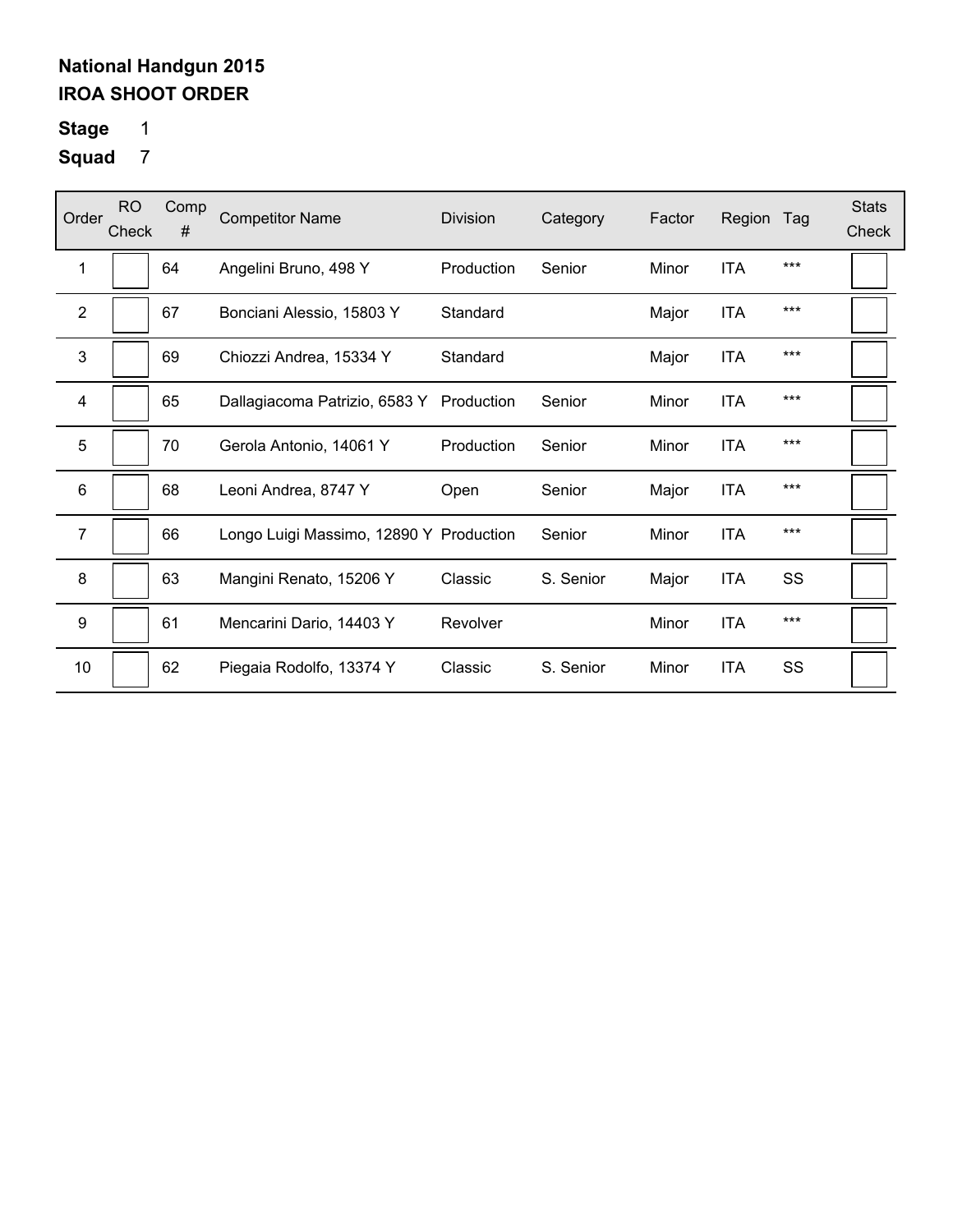**National Handgun 2015**
**IROA SHOOT ORDER**

**Stage** 1

**Squad** 7

| Order | RO Check | Comp # | Competitor Name | Division | Category | Factor | Region | Tag | Stats Check |
|---|---|---|---|---|---|---|---|---|---|
| 1 | | 64 | Angelini Bruno, 498 Y | Production | Senior | Minor | ITA | *** | |
| 2 | | 67 | Bonciani Alessio, 15803 Y | Standard | | Major | ITA | *** | |
| 3 | | 69 | Chiozzi Andrea, 15334 Y | Standard | | Major | ITA | *** | |
| 4 | | 65 | Dallagiacoma Patrizio, 6583 Y | Production | Senior | Minor | ITA | *** | |
| 5 | | 70 | Gerola Antonio, 14061 Y | Production | Senior | Minor | ITA | *** | |
| 6 | | 68 | Leoni Andrea, 8747 Y | Open | Senior | Major | ITA | *** | |
| 7 | | 66 | Longo Luigi Massimo, 12890 Y | Production | Senior | Minor | ITA | *** | |
| 8 | | 63 | Mangini Renato, 15206 Y | Classic | S. Senior | Major | ITA | SS | |
| 9 | | 61 | Mencarini Dario, 14403 Y | Revolver | | Minor | ITA | *** | |
| 10 | | 62 | Piegaia Rodolfo, 13374 Y | Classic | S. Senior | Minor | ITA | SS | |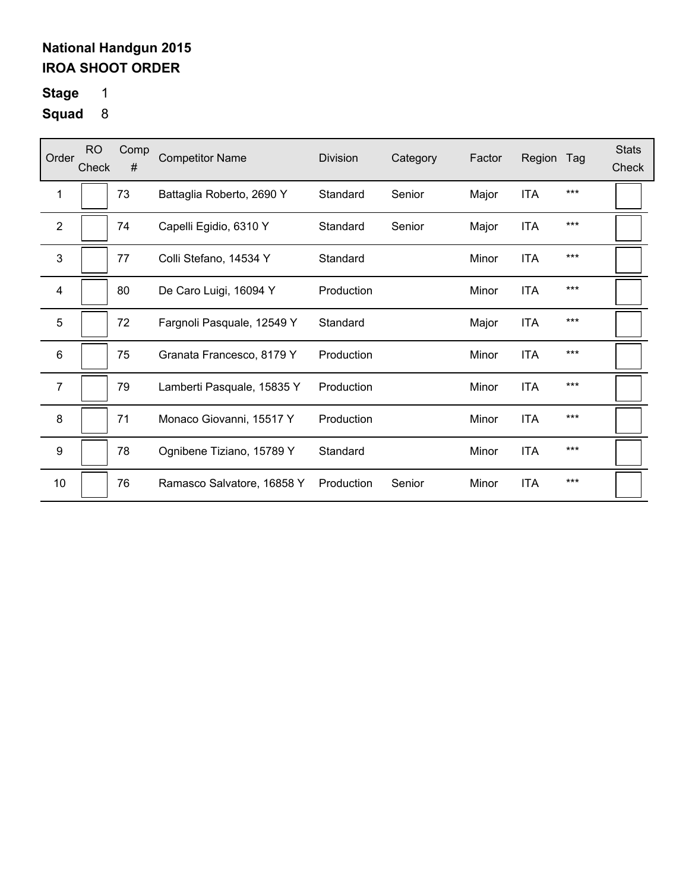**National Handgun 2015**
**IROA SHOOT ORDER**

**Stage** 1

**Squad** 8

| Order | RO Check | Comp # | Competitor Name | Division | Category | Factor | Region | Tag | Stats Check |
|---|---|---|---|---|---|---|---|---|---|
| 1 | | 73 | Battaglia Roberto, 2690 Y | Standard | Senior | Major | ITA | *** | |
| 2 | | 74 | Capelli Egidio, 6310 Y | Standard | Senior | Major | ITA | *** | |
| 3 | | 77 | Colli Stefano, 14534 Y | Standard | | Minor | ITA | *** | |
| 4 | | 80 | De Caro Luigi, 16094 Y | Production | | Minor | ITA | *** | |
| 5 | | 72 | Fargnoli Pasquale, 12549 Y | Standard | | Major | ITA | *** | |
| 6 | | 75 | Granata Francesco, 8179 Y | Production | | Minor | ITA | *** | |
| 7 | | 79 | Lamberti Pasquale, 15835 Y | Production | | Minor | ITA | *** | |
| 8 | | 71 | Monaco Giovanni, 15517 Y | Production | | Minor | ITA | *** | |
| 9 | | 78 | Ognibene Tiziano, 15789 Y | Standard | | Minor | ITA | *** | |
| 10 | | 76 | Ramasco Salvatore, 16858 Y | Production | Senior | Minor | ITA | *** | |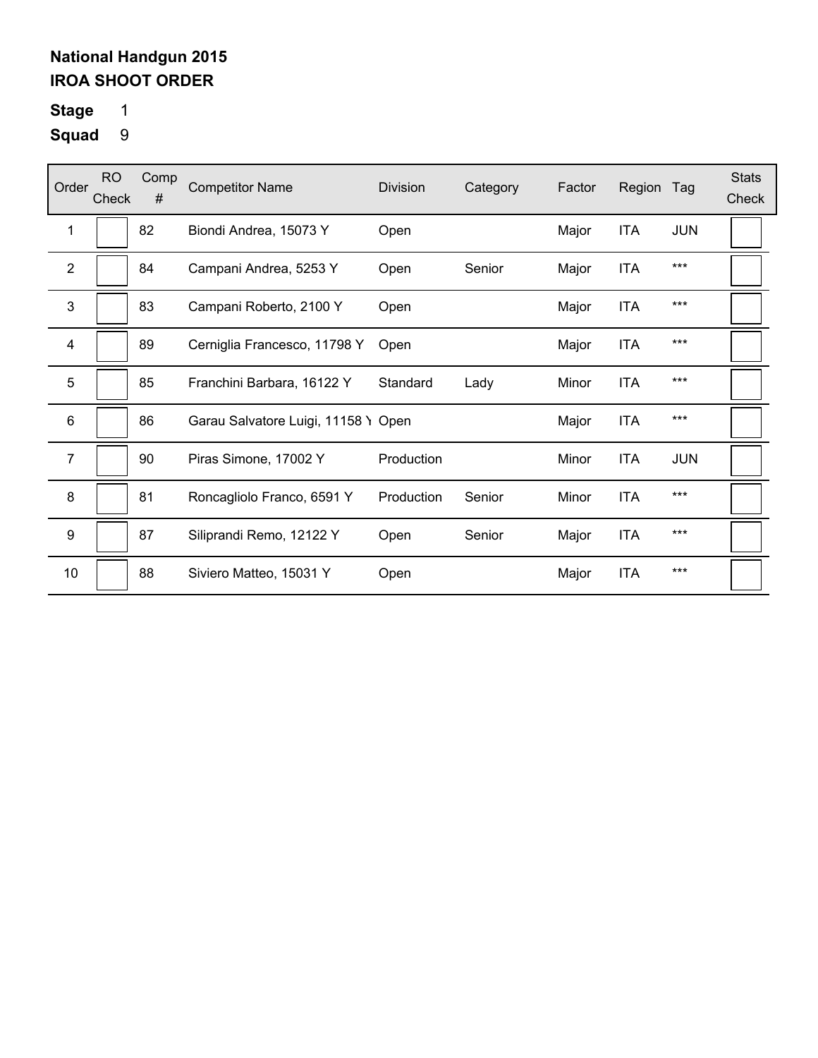**National Handgun 2015**
**IROA SHOOT ORDER**

**Stage** 1

**Squad** 9

| Order | RO Check | Comp # | Competitor Name | Division | Category | Factor | Region | Tag | Stats Check |
|---|---|---|---|---|---|---|---|---|---|
| 1 | | 82 | Biondi Andrea, 15073 Y | Open | | Major | ITA | JUN | |
| 2 | | 84 | Campani Andrea, 5253 Y | Open | Senior | Major | ITA | *** | |
| 3 | | 83 | Campani Roberto, 2100 Y | Open | | Major | ITA | *** | |
| 4 | | 89 | Cerniglia Francesco, 11798 Y | Open | | Major | ITA | *** | |
| 5 | | 85 | Franchini Barbara, 16122 Y | Standard | Lady | Minor | ITA | *** | |
| 6 | | 86 | Garau Salvatore Luigi, 11158 Y | Open | | Major | ITA | *** | |
| 7 | | 90 | Piras Simone, 17002 Y | Production | | Minor | ITA | JUN | |
| 8 | | 81 | Roncagliolo Franco, 6591 Y | Production | Senior | Minor | ITA | *** | |
| 9 | | 87 | Siliprandi Remo, 12122 Y | Open | Senior | Major | ITA | *** | |
| 10 | | 88 | Siviero Matteo, 15031 Y | Open | | Major | ITA | *** | |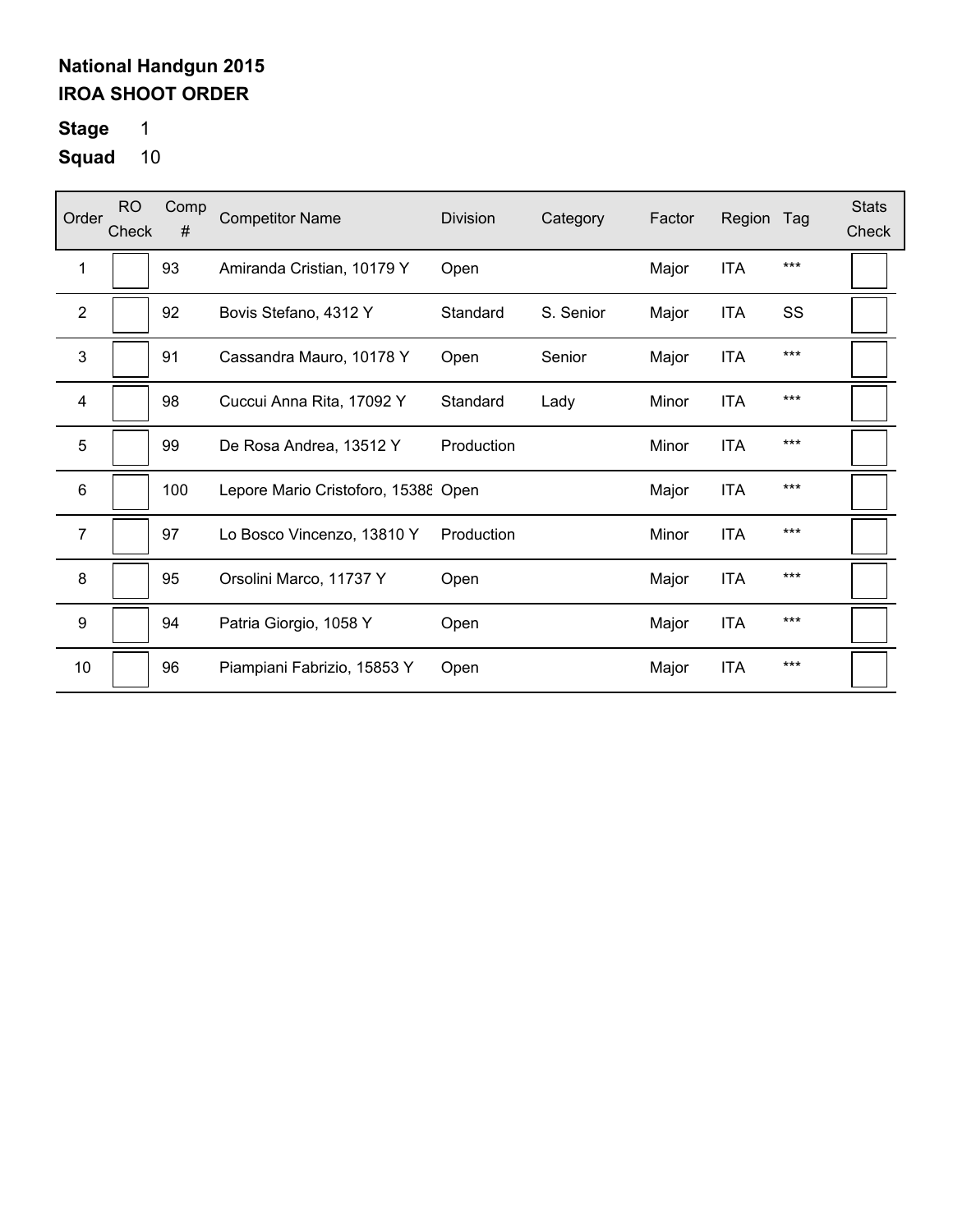**National Handgun 2015**
**IROA SHOOT ORDER**

**Stage** 1

**Squad** 10

| Order | RO Check | Comp # | Competitor Name | Division | Category | Factor | Region | Tag | Stats Check |
|---|---|---|---|---|---|---|---|---|---|
| 1 | | 93 | Amiranda Cristian, 10179 Y | Open | | Major | ITA | *** | |
| 2 | | 92 | Bovis Stefano, 4312 Y | Standard | S. Senior | Major | ITA | SS | |
| 3 | | 91 | Cassandra Mauro, 10178 Y | Open | Senior | Major | ITA | *** | |
| 4 | | 98 | Cuccui Anna Rita, 17092 Y | Standard | Lady | Minor | ITA | *** | |
| 5 | | 99 | De Rosa Andrea, 13512 Y | Production | | Minor | ITA | *** | |
| 6 | | 100 | Lepore Mario Cristoforo, 15388 | Open | | Major | ITA | *** | |
| 7 | | 97 | Lo Bosco Vincenzo, 13810 Y | Production | | Minor | ITA | *** | |
| 8 | | 95 | Orsolini Marco, 11737 Y | Open | | Major | ITA | *** | |
| 9 | | 94 | Patria Giorgio, 1058 Y | Open | | Major | ITA | *** | |
| 10 | | 96 | Piampiani Fabrizio, 15853 Y | Open | | Major | ITA | *** | |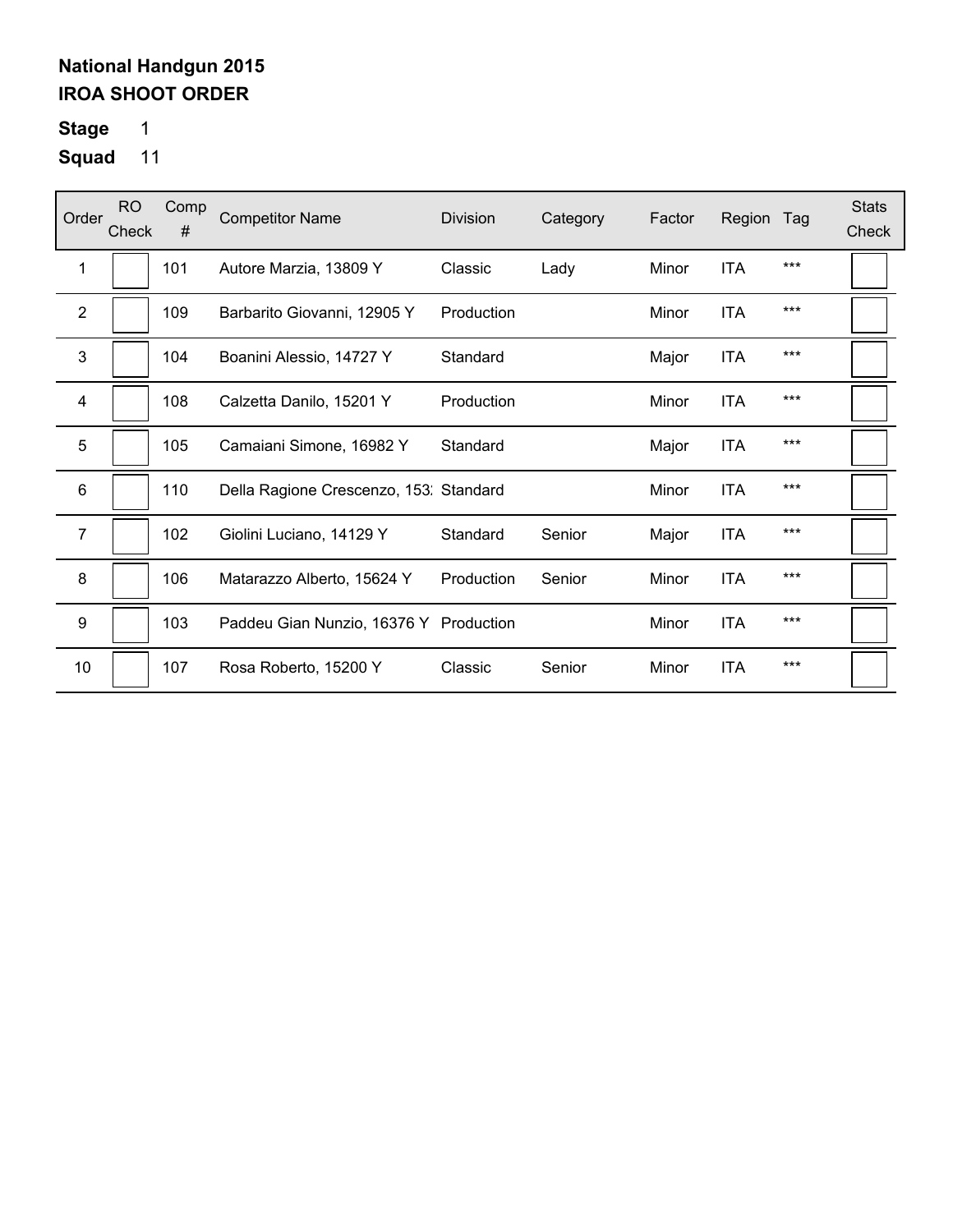**National Handgun 2015**
**IROA SHOOT ORDER**

**Stage** 1

**Squad** 11

| Order | RO Check | Comp # | Competitor Name | Division | Category | Factor | Region | Tag | Stats Check |
|---|---|---|---|---|---|---|---|---|---|
| 1 | | 101 | Autore Marzia, 13809 Y | Classic | Lady | Minor | ITA | *** | |
| 2 | | 109 | Barbarito Giovanni, 12905 Y | Production | | Minor | ITA | *** | |
| 3 | | 104 | Boanini Alessio, 14727 Y | Standard | | Major | ITA | *** | |
| 4 | | 108 | Calzetta Danilo, 15201 Y | Production | | Minor | ITA | *** | |
| 5 | | 105 | Camaiani Simone, 16982 Y | Standard | | Major | ITA | *** | |
| 6 | | 110 | Della Ragione Crescenzo, 153: | Standard | | Minor | ITA | *** | |
| 7 | | 102 | Giolini Luciano, 14129 Y | Standard | Senior | Major | ITA | *** | |
| 8 | | 106 | Matarazzo Alberto, 15624 Y | Production | Senior | Minor | ITA | *** | |
| 9 | | 103 | Paddeu Gian Nunzio, 16376 Y | Production | | Minor | ITA | *** | |
| 10 | | 107 | Rosa Roberto, 15200 Y | Classic | Senior | Minor | ITA | *** | |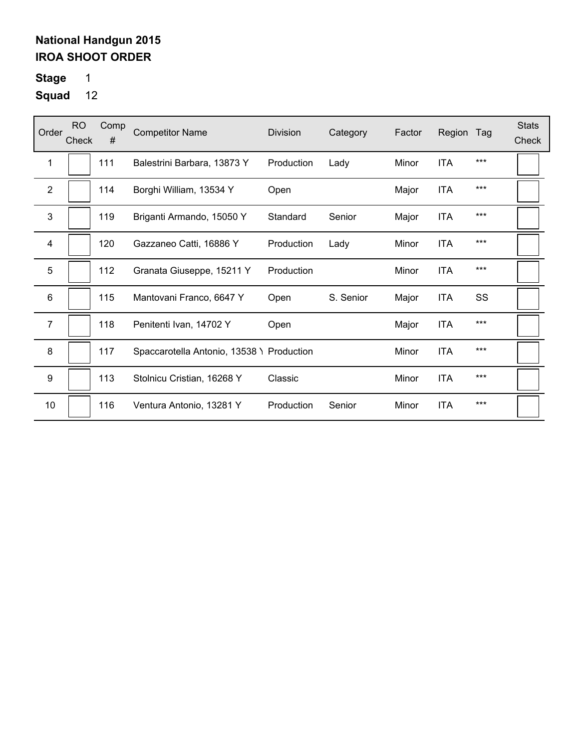**National Handgun 2015**
**IROA SHOOT ORDER**

**Stage** 1

**Squad** 12

| Order | RO Check | Comp # | Competitor Name | Division | Category | Factor | Region | Tag | Stats Check |
|---|---|---|---|---|---|---|---|---|---|
| 1 | | 111 | Balestrini Barbara, 13873 Y | Production | Lady | Minor | ITA | *** | |
| 2 | | 114 | Borghi William, 13534 Y | Open | | Major | ITA | *** | |
| 3 | | 119 | Briganti Armando, 15050 Y | Standard | Senior | Major | ITA | *** | |
| 4 | | 120 | Gazzaneo Catti, 16886 Y | Production | Lady | Minor | ITA | *** | |
| 5 | | 112 | Granata Giuseppe, 15211 Y | Production | | Minor | ITA | *** | |
| 6 | | 115 | Mantovani Franco, 6647 Y | Open | S. Senior | Major | ITA | SS | |
| 7 | | 118 | Penitenti Ivan, 14702 Y | Open | | Major | ITA | *** | |
| 8 | | 117 | Spaccarotella Antonio, 13538 Y | Production | | Minor | ITA | *** | |
| 9 | | 113 | Stolnicu Cristian, 16268 Y | Classic | | Minor | ITA | *** | |
| 10 | | 116 | Ventura Antonio, 13281 Y | Production | Senior | Minor | ITA | *** | |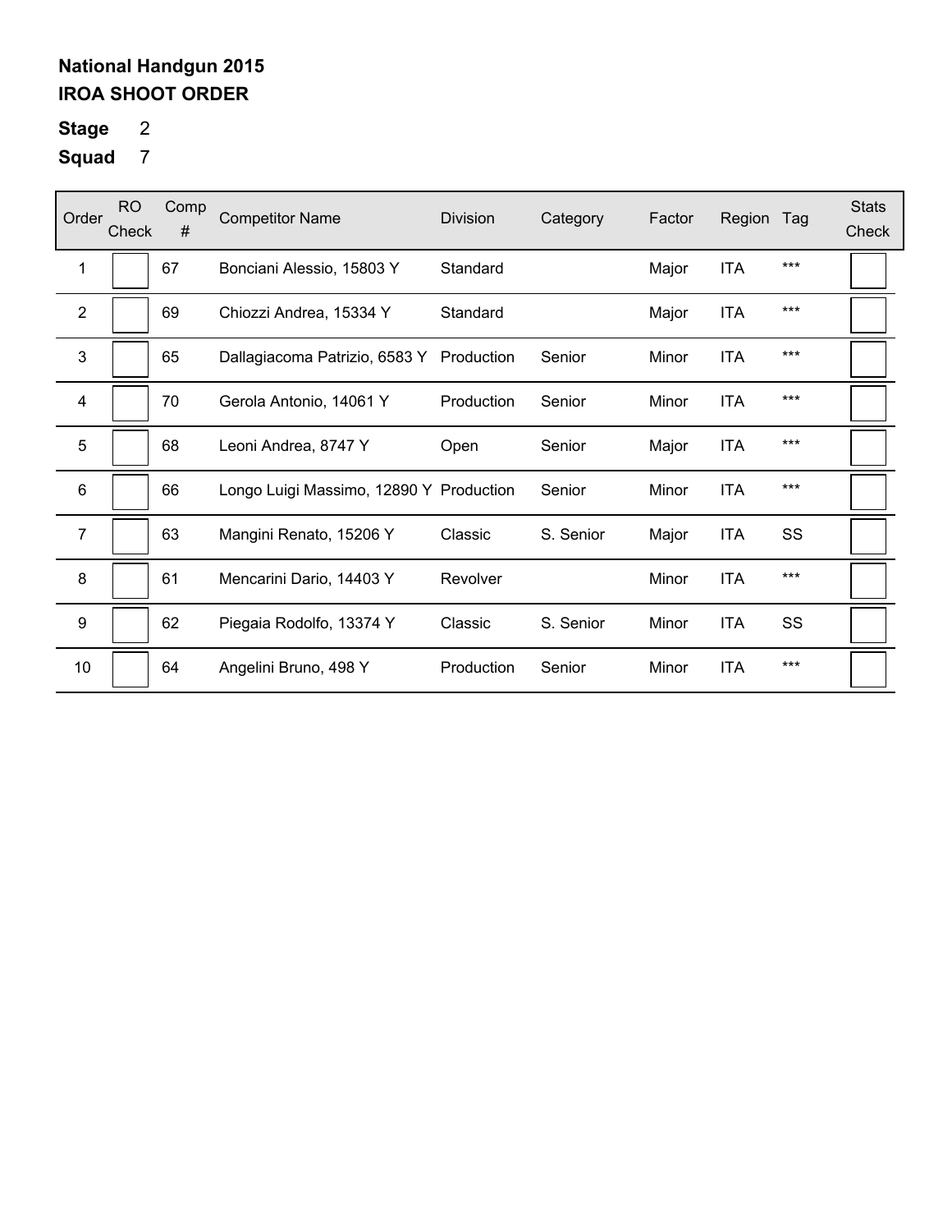**National Handgun 2015**
**IROA SHOOT ORDER**

**Stage** 2
**Squad** 7

| Order | RO Check | Comp # | Competitor Name | Division | Category | Factor | Region | Tag | Stats Check |
|---|---|---|---|---|---|---|---|---|---|
| 1 | | 67 | Bonciani Alessio, 15803 Y | Standard | | Major | ITA | *** | |
| 2 | | 69 | Chiozzi Andrea, 15334 Y | Standard | | Major | ITA | *** | |
| 3 | | 65 | Dallagiacoma Patrizio, 6583 Y | Production | Senior | Minor | ITA | *** | |
| 4 | | 70 | Gerola Antonio, 14061 Y | Production | Senior | Minor | ITA | *** | |
| 5 | | 68 | Leoni Andrea, 8747 Y | Open | Senior | Major | ITA | *** | |
| 6 | | 66 | Longo Luigi Massimo, 12890 Y | Production | Senior | Minor | ITA | *** | |
| 7 | | 63 | Mangini Renato, 15206 Y | Classic | S. Senior | Major | ITA | SS | |
| 8 | | 61 | Mencarini Dario, 14403 Y | Revolver | | Minor | ITA | *** | |
| 9 | | 62 | Piegaia Rodolfo, 13374 Y | Classic | S. Senior | Minor | ITA | SS | |
| 10 | | 64 | Angelini Bruno, 498 Y | Production | Senior | Minor | ITA | *** | |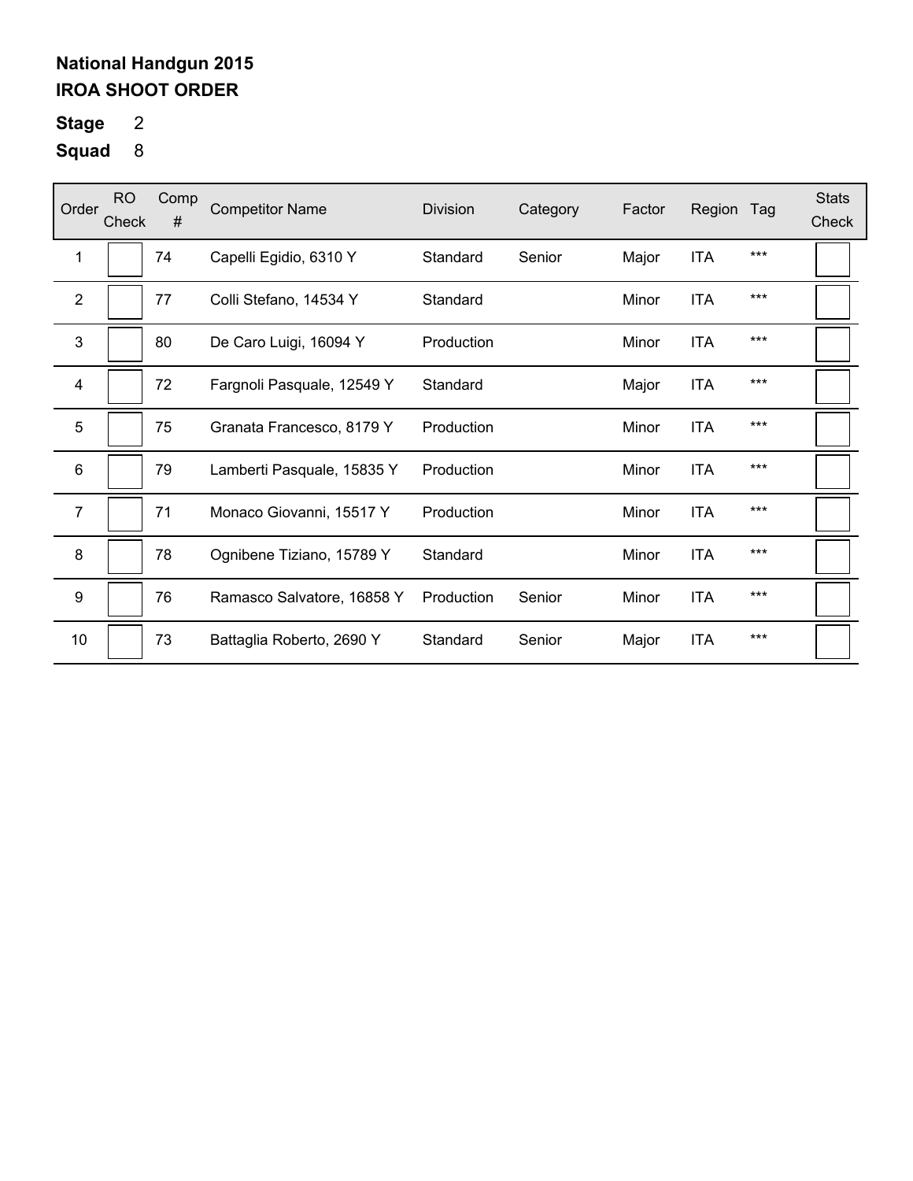**National Handgun 2015**
**IROA SHOOT ORDER**

**Stage** 2
**Squad** 8

| Order | RO Check | Comp # | Competitor Name | Division | Category | Factor | Region | Tag | Stats Check |
|---|---|---|---|---|---|---|---|---|---|
| 1 | | 74 | Capelli Egidio, 6310 Y | Standard | Senior | Major | ITA | *** | |
| 2 | | 77 | Colli Stefano, 14534 Y | Standard | | Minor | ITA | *** | |
| 3 | | 80 | De Caro Luigi, 16094 Y | Production | | Minor | ITA | *** | |
| 4 | | 72 | Fargnoli Pasquale, 12549 Y | Standard | | Major | ITA | *** | |
| 5 | | 75 | Granata Francesco, 8179 Y | Production | | Minor | ITA | *** | |
| 6 | | 79 | Lamberti Pasquale, 15835 Y | Production | | Minor | ITA | *** | |
| 7 | | 71 | Monaco Giovanni, 15517 Y | Production | | Minor | ITA | *** | |
| 8 | | 78 | Ognibene Tiziano, 15789 Y | Standard | | Minor | ITA | *** | |
| 9 | | 76 | Ramasco Salvatore, 16858 Y | Production | Senior | Minor | ITA | *** | |
| 10 | | 73 | Battaglia Roberto, 2690 Y | Standard | Senior | Major | ITA | *** | |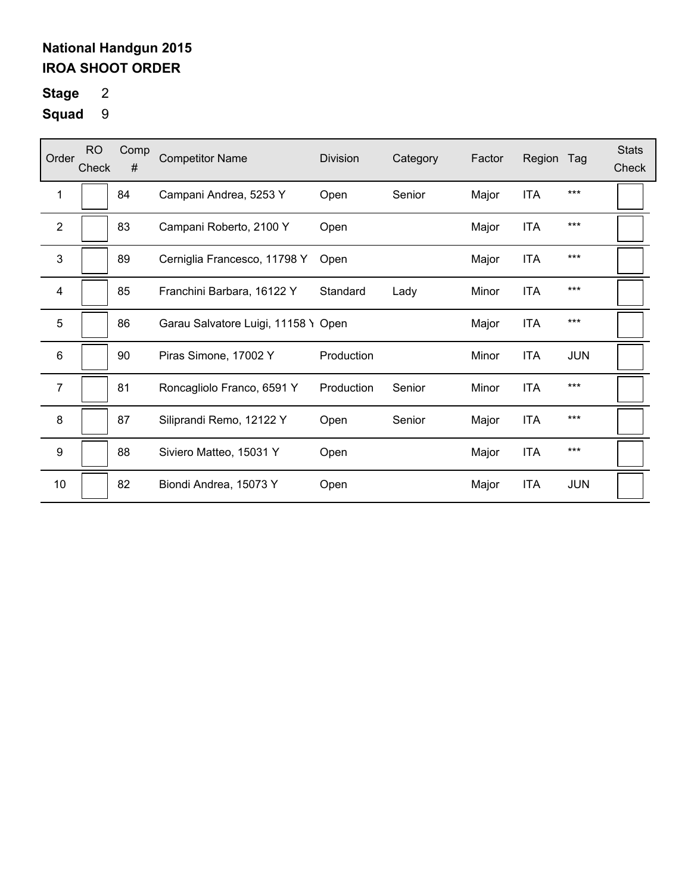**National Handgun 2015**

**IROA SHOOT ORDER**

**Stage** 2

**Squad** 9

| Order | RO Check | Comp # | Competitor Name | Division | Category | Factor | Region | Tag | Stats Check |
|---|---|---|---|---|---|---|---|---|---|
| 1 | | 84 | Campani Andrea, 5253 Y | Open | Senior | Major | ITA | *** | |
| 2 | | 83 | Campani Roberto, 2100 Y | Open | | Major | ITA | *** | |
| 3 | | 89 | Cerniglia Francesco, 11798 Y | Open | | Major | ITA | *** | |
| 4 | | 85 | Franchini Barbara, 16122 Y | Standard | Lady | Minor | ITA | *** | |
| 5 | | 86 | Garau Salvatore Luigi, 11158 Y | Open | | Major | ITA | *** | |
| 6 | | 90 | Piras Simone, 17002 Y | Production | | Minor | ITA | JUN | |
| 7 | | 81 | Roncagliolo Franco, 6591 Y | Production | Senior | Minor | ITA | *** | |
| 8 | | 87 | Siliprandi Remo, 12122 Y | Open | Senior | Major | ITA | *** | |
| 9 | | 88 | Siviero Matteo, 15031 Y | Open | | Major | ITA | *** | |
| 10 | | 82 | Biondi Andrea, 15073 Y | Open | | Major | ITA | JUN | |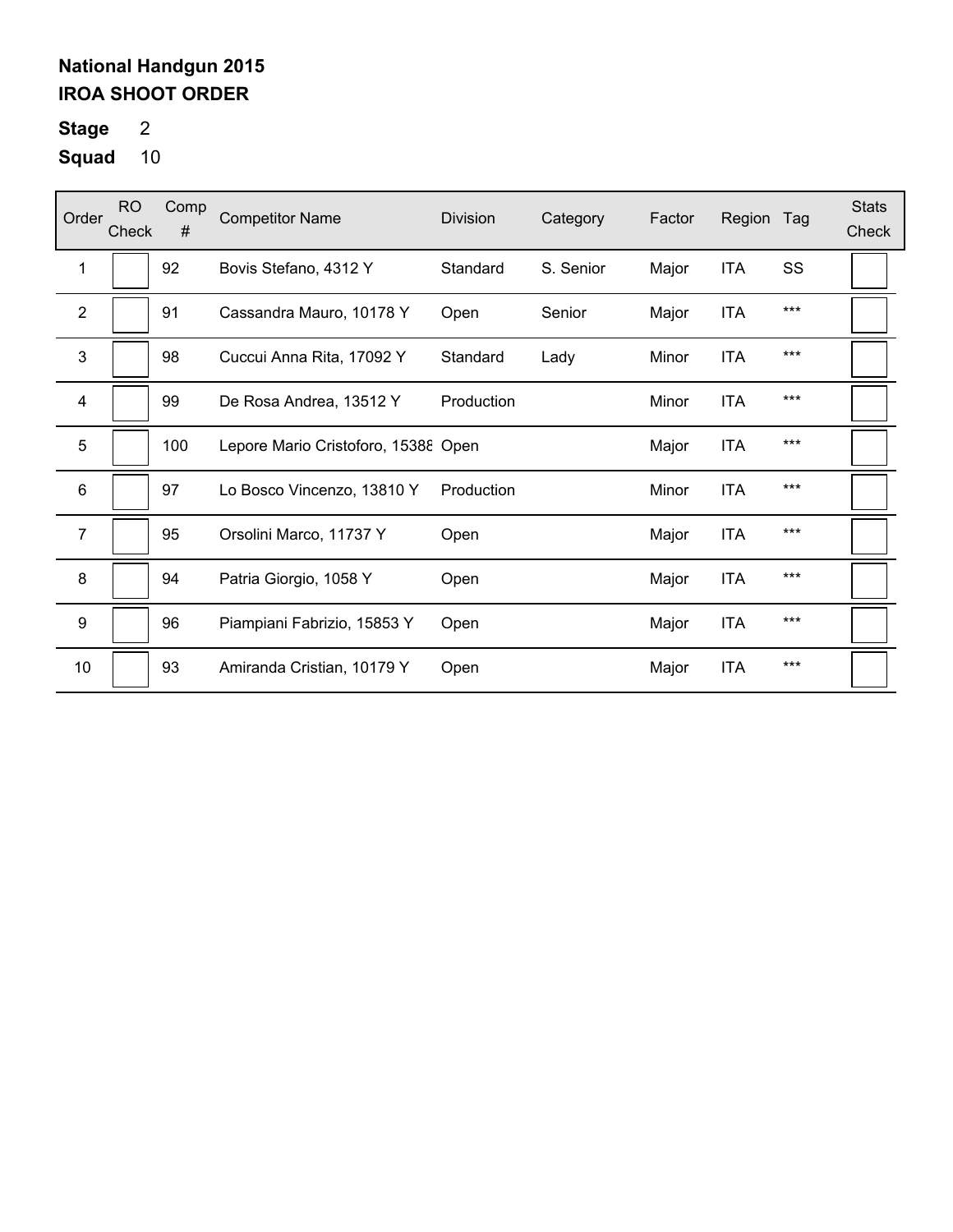**National Handgun 2015**
**IROA SHOOT ORDER**

**Stage** 2
**Squad** 10

| Order | RO Check | Comp # | Competitor Name | Division | Category | Factor | Region | Tag | Stats Check |
|---|---|---|---|---|---|---|---|---|---|
| 1 | | 92 | Bovis Stefano, 4312 Y | Standard | S. Senior | Major | ITA | SS | |
| 2 | | 91 | Cassandra Mauro, 10178 Y | Open | Senior | Major | ITA | *** | |
| 3 | | 98 | Cuccui Anna Rita, 17092 Y | Standard | Lady | Minor | ITA | *** | |
| 4 | | 99 | De Rosa Andrea, 13512 Y | Production | | Minor | ITA | *** | |
| 5 | | 100 | Lepore Mario Cristoforo, 15388 | Open | | Major | ITA | *** | |
| 6 | | 97 | Lo Bosco Vincenzo, 13810 Y | Production | | Minor | ITA | *** | |
| 7 | | 95 | Orsolini Marco, 11737 Y | Open | | Major | ITA | *** | |
| 8 | | 94 | Patria Giorgio, 1058 Y | Open | | Major | ITA | *** | |
| 9 | | 96 | Piampiani Fabrizio, 15853 Y | Open | | Major | ITA | *** | |
| 10 | | 93 | Amiranda Cristian, 10179 Y | Open | | Major | ITA | *** | |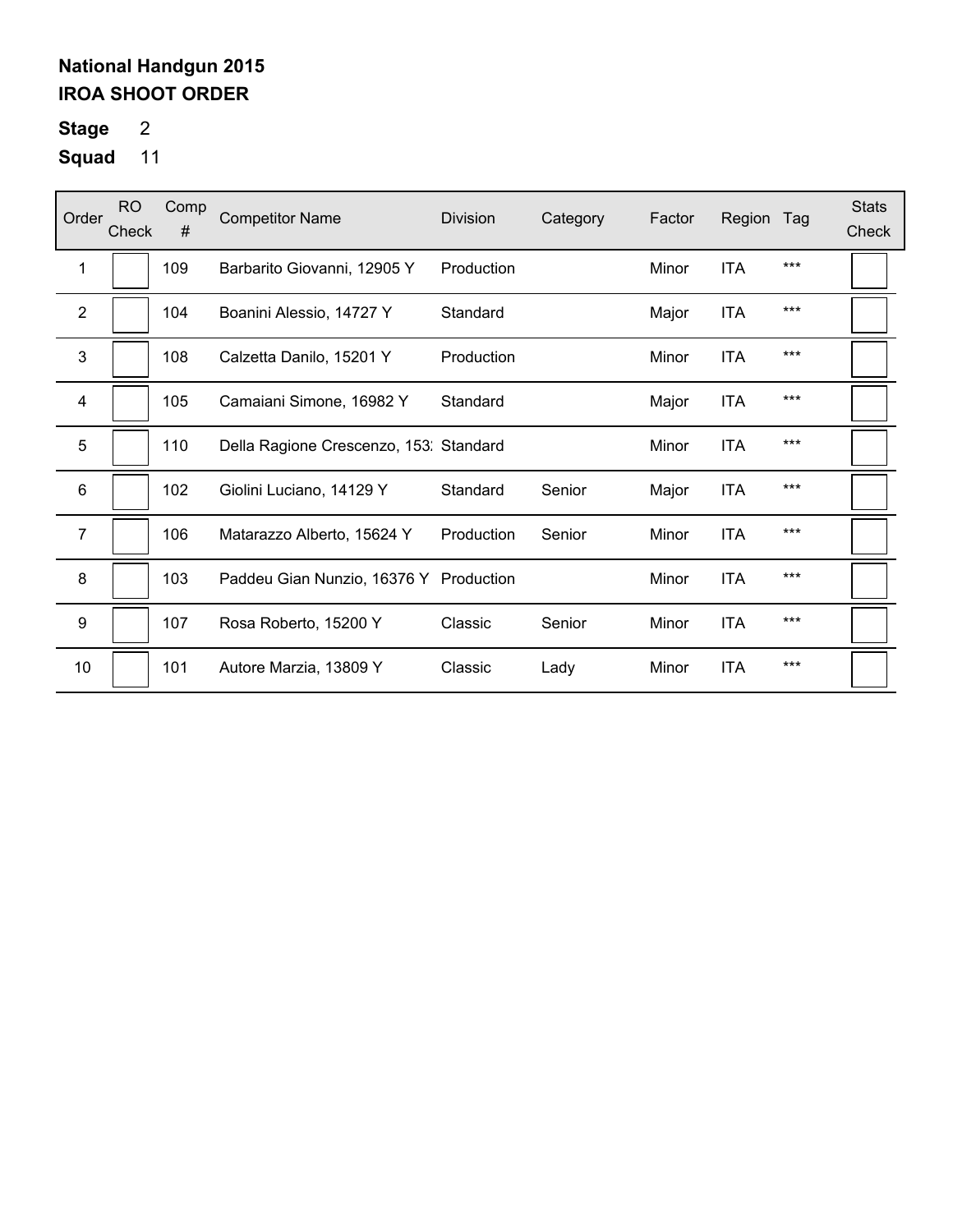**National Handgun 2015**
**IROA SHOOT ORDER**

**Stage** 2

**Squad** 11

| Order | RO Check | Comp # | Competitor Name | Division | Category | Factor | Region | Tag | Stats Check |
|---|---|---|---|---|---|---|---|---|---|
| 1 | | 109 | Barbarito Giovanni, 12905 Y | Production | | Minor | ITA | *** | |
| 2 | | 104 | Boanini Alessio, 14727 Y | Standard | | Major | ITA | *** | |
| 3 | | 108 | Calzetta Danilo, 15201 Y | Production | | Minor | ITA | *** | |
| 4 | | 105 | Camaiani Simone, 16982 Y | Standard | | Major | ITA | *** | |
| 5 | | 110 | Della Ragione Crescenzo, 153: | Standard | | Minor | ITA | *** | |
| 6 | | 102 | Giolini Luciano, 14129 Y | Standard | Senior | Major | ITA | *** | |
| 7 | | 106 | Matarazzo Alberto, 15624 Y | Production | Senior | Minor | ITA | *** | |
| 8 | | 103 | Paddeu Gian Nunzio, 16376 Y | Production | | Minor | ITA | *** | |
| 9 | | 107 | Rosa Roberto, 15200 Y | Classic | Senior | Minor | ITA | *** | |
| 10 | | 101 | Autore Marzia, 13809 Y | Classic | Lady | Minor | ITA | *** | |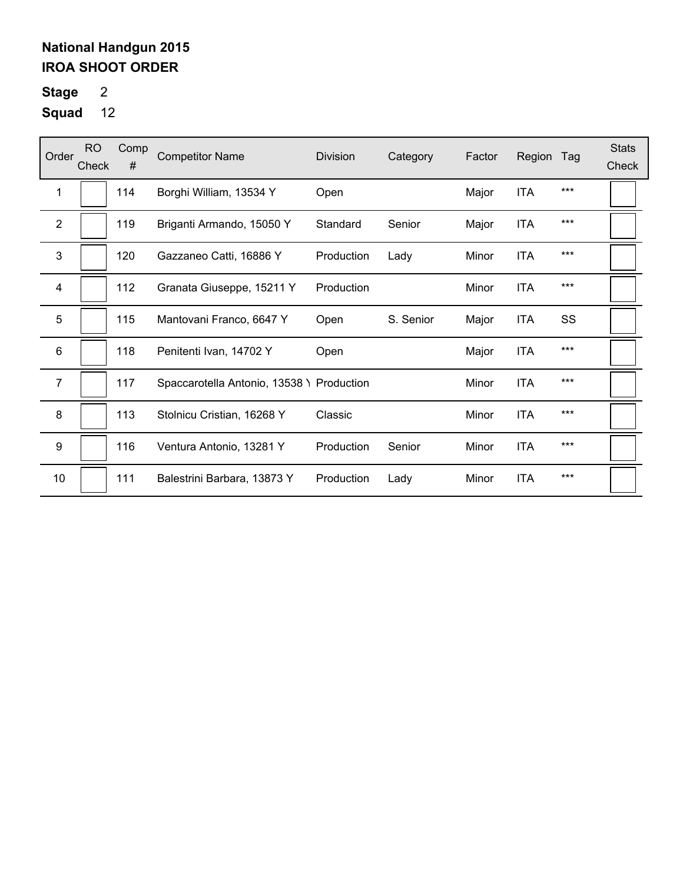**National Handgun 2015**
**IROA SHOOT ORDER**

**Stage** 2
**Squad** 12

| Order | RO Check | Comp # | Competitor Name | Division | Category | Factor | Region | Tag | Stats Check |
|---|---|---|---|---|---|---|---|---|---|
| 1 | | 114 | Borghi William, 13534 Y | Open | | Major | ITA | *** | |
| 2 | | 119 | Briganti Armando, 15050 Y | Standard | Senior | Major | ITA | *** | |
| 3 | | 120 | Gazzaneo Catti, 16886 Y | Production | Lady | Minor | ITA | *** | |
| 4 | | 112 | Granata Giuseppe, 15211 Y | Production | | Minor | ITA | *** | |
| 5 | | 115 | Mantovani Franco, 6647 Y | Open | S. Senior | Major | ITA | SS | |
| 6 | | 118 | Penitenti Ivan, 14702 Y | Open | | Major | ITA | *** | |
| 7 | | 117 | Spaccarotella Antonio, 13538 Y | Production | | Minor | ITA | *** | |
| 8 | | 113 | Stolnicu Cristian, 16268 Y | Classic | | Minor | ITA | *** | |
| 9 | | 116 | Ventura Antonio, 13281 Y | Production | Senior | Minor | ITA | *** | |
| 10 | | 111 | Balestrini Barbara, 13873 Y | Production | Lady | Minor | ITA | *** | |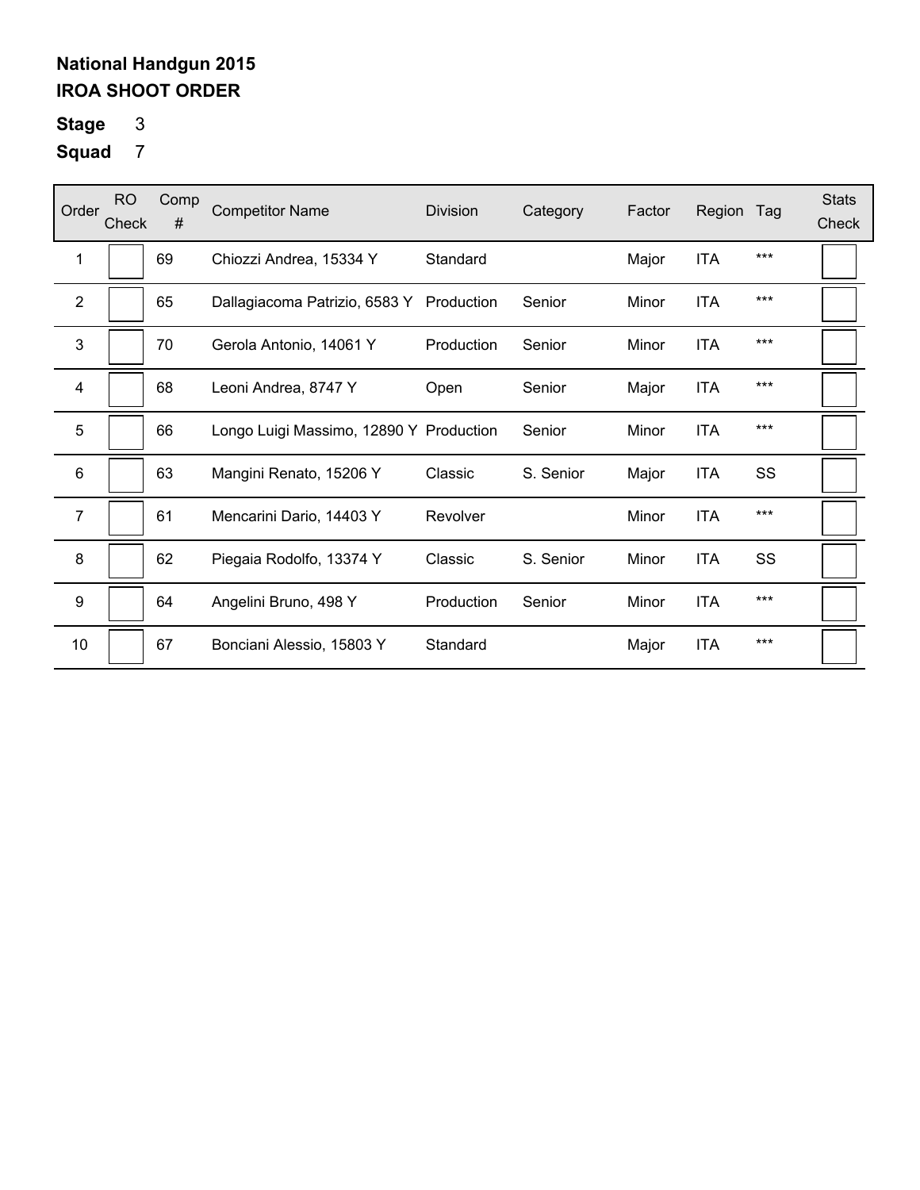**National Handgun 2015**
**IROA SHOOT ORDER**

**Stage** 3

**Squad** 7

| Order | RO Check | Comp # | Competitor Name | Division | Category | Factor | Region | Tag | Stats Check |
|---|---|---|---|---|---|---|---|---|---|
| 1 | | 69 | Chiozzi Andrea, 15334 Y | Standard | | Major | ITA | *** | |
| 2 | | 65 | Dallagiacoma Patrizio, 6583 Y | Production | Senior | Minor | ITA | *** | |
| 3 | | 70 | Gerola Antonio, 14061 Y | Production | Senior | Minor | ITA | *** | |
| 4 | | 68 | Leoni Andrea, 8747 Y | Open | Senior | Major | ITA | *** | |
| 5 | | 66 | Longo Luigi Massimo, 12890 Y | Production | Senior | Minor | ITA | *** | |
| 6 | | 63 | Mangini Renato, 15206 Y | Classic | S. Senior | Major | ITA | SS | |
| 7 | | 61 | Mencarini Dario, 14403 Y | Revolver | | Minor | ITA | *** | |
| 8 | | 62 | Piegaia Rodolfo, 13374 Y | Classic | S. Senior | Minor | ITA | SS | |
| 9 | | 64 | Angelini Bruno, 498 Y | Production | Senior | Minor | ITA | *** | |
| 10 | | 67 | Bonciani Alessio, 15803 Y | Standard | | Major | ITA | *** | |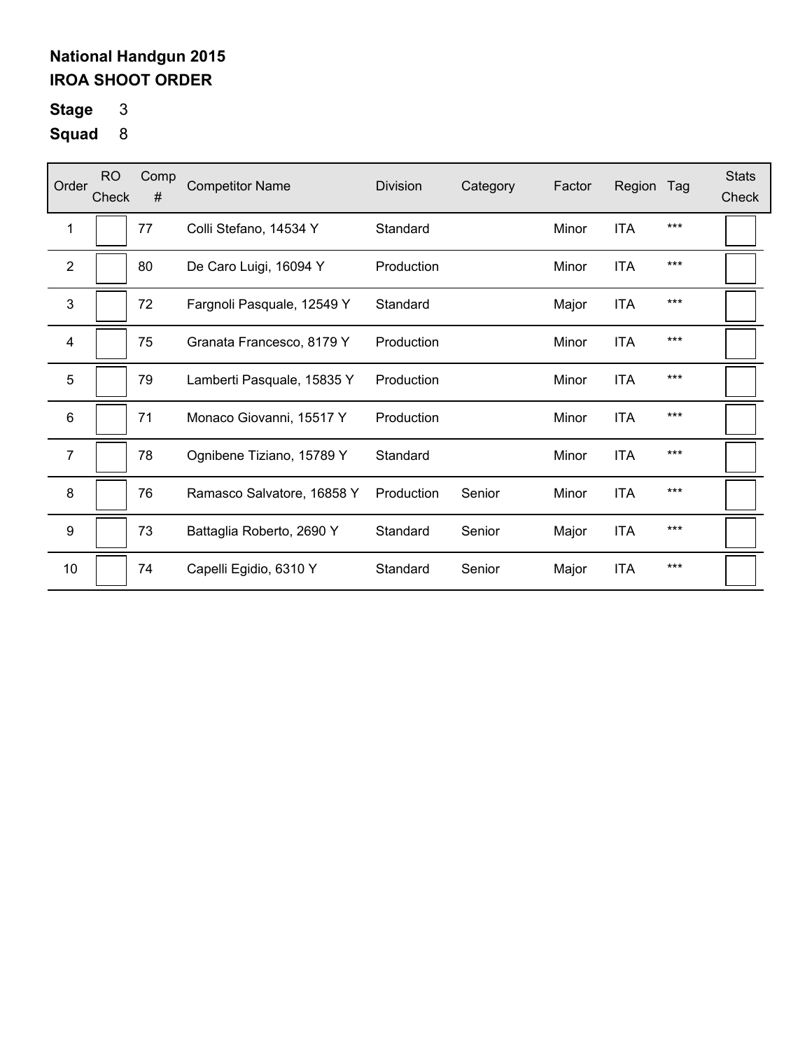**National Handgun 2015**
**IROA SHOOT ORDER**

**Stage** 3

**Squad** 8

| Order | RO Check | Comp # | Competitor Name | Division | Category | Factor | Region | Tag | Stats Check |
|---|---|---|---|---|---|---|---|---|---|
| 1 | | 77 | Colli Stefano, 14534 Y | Standard | | Minor | ITA | *** | |
| 2 | | 80 | De Caro Luigi, 16094 Y | Production | | Minor | ITA | *** | |
| 3 | | 72 | Fargnoli Pasquale, 12549 Y | Standard | | Major | ITA | *** | |
| 4 | | 75 | Granata Francesco, 8179 Y | Production | | Minor | ITA | *** | |
| 5 | | 79 | Lamberti Pasquale, 15835 Y | Production | | Minor | ITA | *** | |
| 6 | | 71 | Monaco Giovanni, 15517 Y | Production | | Minor | ITA | *** | |
| 7 | | 78 | Ognibene Tiziano, 15789 Y | Standard | | Minor | ITA | *** | |
| 8 | | 76 | Ramasco Salvatore, 16858 Y | Production | Senior | Minor | ITA | *** | |
| 9 | | 73 | Battaglia Roberto, 2690 Y | Standard | Senior | Major | ITA | *** | |
| 10 | | 74 | Capelli Egidio, 6310 Y | Standard | Senior | Major | ITA | *** | |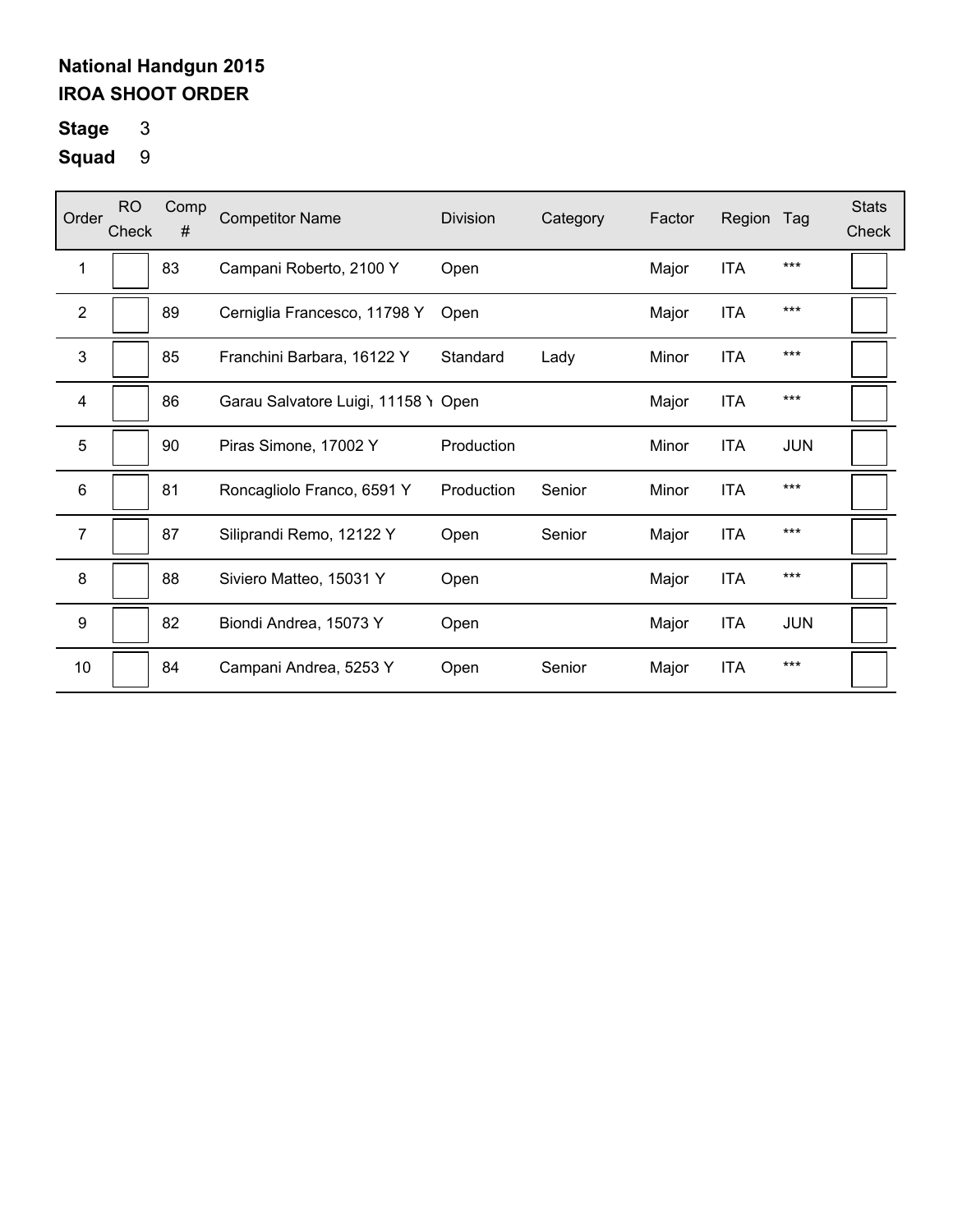**National Handgun 2015**
**IROA SHOOT ORDER**

**Stage** 3

**Squad** 9

| Order | RO Check | Comp # | Competitor Name | Division | Category | Factor | Region | Tag | Stats Check |
|---|---|---|---|---|---|---|---|---|---|
| 1 | | 83 | Campani Roberto, 2100 Y | Open | | Major | ITA | *** | |
| 2 | | 89 | Cerniglia Francesco, 11798 Y | Open | | Major | ITA | *** | |
| 3 | | 85 | Franchini Barbara, 16122 Y | Standard | Lady | Minor | ITA | *** | |
| 4 | | 86 | Garau Salvatore Luigi, 11158 Y | Open | | Major | ITA | *** | |
| 5 | | 90 | Piras Simone, 17002 Y | Production | | Minor | ITA | JUN | |
| 6 | | 81 | Roncagliolo Franco, 6591 Y | Production | Senior | Minor | ITA | *** | |
| 7 | | 87 | Siliprandi Remo, 12122 Y | Open | Senior | Major | ITA | *** | |
| 8 | | 88 | Siviero Matteo, 15031 Y | Open | | Major | ITA | *** | |
| 9 | | 82 | Biondi Andrea, 15073 Y | Open | | Major | ITA | JUN | |
| 10 | | 84 | Campani Andrea, 5253 Y | Open | Senior | Major | ITA | *** | |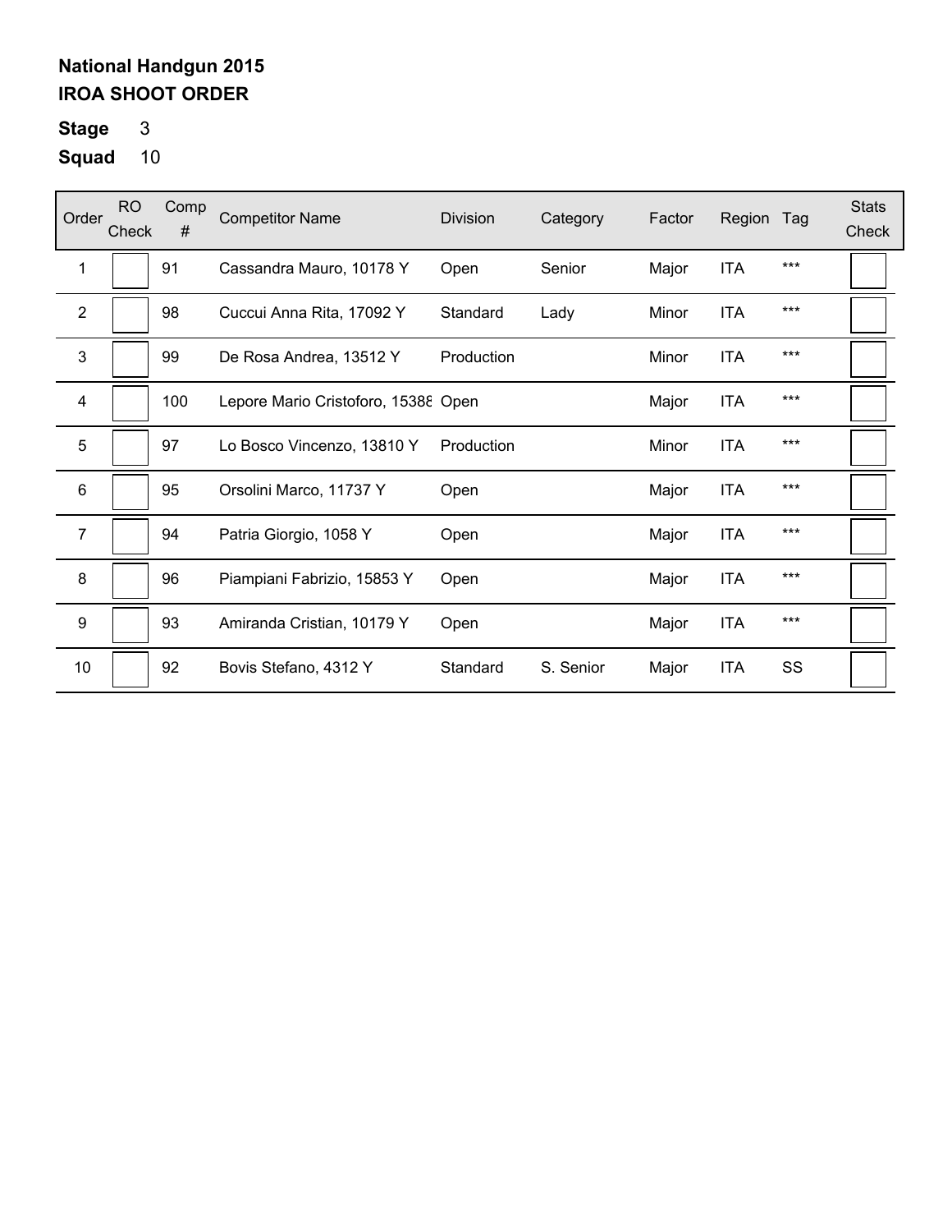**National Handgun 2015**
**IROA SHOOT ORDER**

**Stage** 3
**Squad** 10

| Order | RO Check | Comp # | Competitor Name | Division | Category | Factor | Region | Tag | Stats Check |
|---|---|---|---|---|---|---|---|---|---|
| 1 | | 91 | Cassandra Mauro, 10178 Y | Open | Senior | Major | ITA | *** | |
| 2 | | 98 | Cuccui Anna Rita, 17092 Y | Standard | Lady | Minor | ITA | *** | |
| 3 | | 99 | De Rosa Andrea, 13512 Y | Production | | Minor | ITA | *** | |
| 4 | | 100 | Lepore Mario Cristoforo, 15388 | Open | | Major | ITA | *** | |
| 5 | | 97 | Lo Bosco Vincenzo, 13810 Y | Production | | Minor | ITA | *** | |
| 6 | | 95 | Orsolini Marco, 11737 Y | Open | | Major | ITA | *** | |
| 7 | | 94 | Patria Giorgio, 1058 Y | Open | | Major | ITA | *** | |
| 8 | | 96 | Piampiani Fabrizio, 15853 Y | Open | | Major | ITA | *** | |
| 9 | | 93 | Amiranda Cristian, 10179 Y | Open | | Major | ITA | *** | |
| 10 | | 92 | Bovis Stefano, 4312 Y | Standard | S. Senior | Major | ITA | SS | |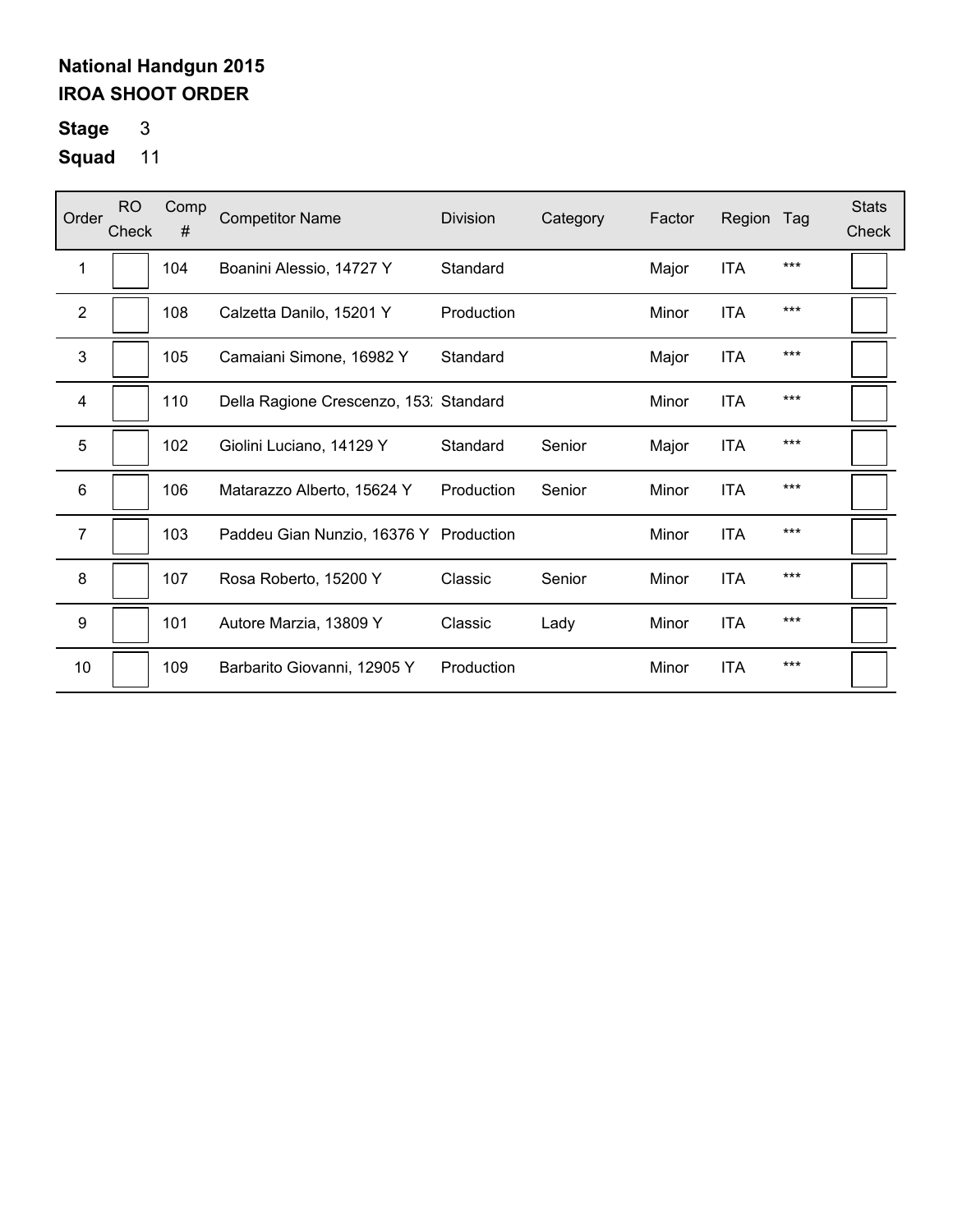# National Handgun 2015

## IROA SHOOT ORDER

**Stage** 3

**Squad** 11

| Order | RO Check | Comp # | Competitor Name | Division | Category | Factor | Region | Tag | Stats Check |
|---|---|---|---|---|---|---|---|---|---|
| 1 | | 104 | Boanini Alessio, 14727 Y | Standard | | Major | ITA | *** | |
| 2 | | 108 | Calzetta Danilo, 15201 Y | Production | | Minor | ITA | *** | |
| 3 | | 105 | Camaiani Simone, 16982 Y | Standard | | Major | ITA | *** | |
| 4 | | 110 | Della Ragione Crescenzo, 153: | Standard | | Minor | ITA | *** | |
| 5 | | 102 | Giolini Luciano, 14129 Y | Standard | Senior | Major | ITA | *** | |
| 6 | | 106 | Matarazzo Alberto, 15624 Y | Production | Senior | Minor | ITA | *** | |
| 7 | | 103 | Paddeu Gian Nunzio, 16376 Y | Production | | Minor | ITA | *** | |
| 8 | | 107 | Rosa Roberto, 15200 Y | Classic | Senior | Minor | ITA | *** | |
| 9 | | 101 | Autore Marzia, 13809 Y | Classic | Lady | Minor | ITA | *** | |
| 10 | | 109 | Barbarito Giovanni, 12905 Y | Production | | Minor | ITA | *** | |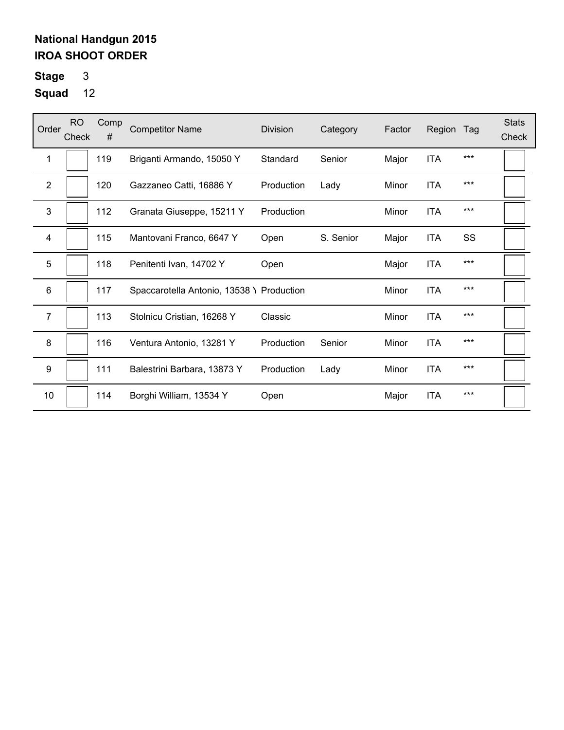**National Handgun 2015**
**IROA SHOOT ORDER**

**Stage** 3

**Squad** 12

| Order | RO Check | Comp # | Competitor Name | Division | Category | Factor | Region | Tag | Stats Check |
|---|---|---|---|---|---|---|---|---|---|
| 1 | | 119 | Briganti Armando, 15050 Y | Standard | Senior | Major | ITA | *** | |
| 2 | | 120 | Gazzaneo Catti, 16886 Y | Production | Lady | Minor | ITA | *** | |
| 3 | | 112 | Granata Giuseppe, 15211 Y | Production | | Minor | ITA | *** | |
| 4 | | 115 | Mantovani Franco, 6647 Y | Open | S. Senior | Major | ITA | SS | |
| 5 | | 118 | Penitenti Ivan, 14702 Y | Open | | Major | ITA | *** | |
| 6 | | 117 | Spaccarotella Antonio, 13538 Y | Production | | Minor | ITA | *** | |
| 7 | | 113 | Stolnicu Cristian, 16268 Y | Classic | | Minor | ITA | *** | |
| 8 | | 116 | Ventura Antonio, 13281 Y | Production | Senior | Minor | ITA | *** | |
| 9 | | 111 | Balestrini Barbara, 13873 Y | Production | Lady | Minor | ITA | *** | |
| 10 | | 114 | Borghi William, 13534 Y | Open | | Major | ITA | *** | |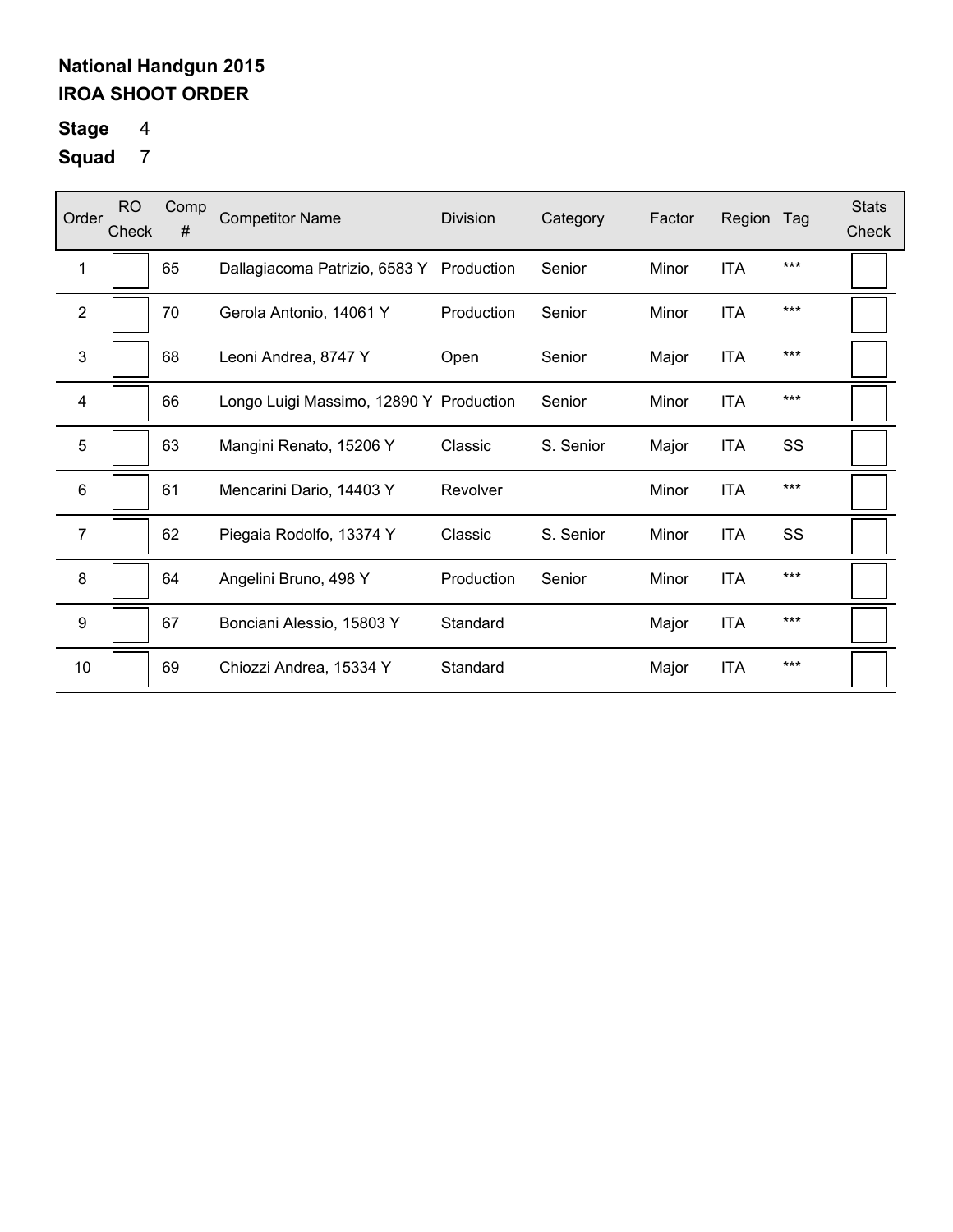**National Handgun 2015**

**IROA SHOOT ORDER**

**Stage** 4

**Squad** 7

| Order | RO Check | Comp # | Competitor Name | Division | Category | Factor | Region | Tag | Stats Check |
|---|---|---|---|---|---|---|---|---|---|
| 1 | | 65 | Dallagiacoma Patrizio, 6583 Y | Production | Senior | Minor | ITA | *** | |
| 2 | | 70 | Gerola Antonio, 14061 Y | Production | Senior | Minor | ITA | *** | |
| 3 | | 68 | Leoni Andrea, 8747 Y | Open | Senior | Major | ITA | *** | |
| 4 | | 66 | Longo Luigi Massimo, 12890 Y | Production | Senior | Minor | ITA | *** | |
| 5 | | 63 | Mangini Renato, 15206 Y | Classic | S. Senior | Major | ITA | SS | |
| 6 | | 61 | Mencarini Dario, 14403 Y | Revolver | | Minor | ITA | *** | |
| 7 | | 62 | Piegaia Rodolfo, 13374 Y | Classic | S. Senior | Minor | ITA | SS | |
| 8 | | 64 | Angelini Bruno, 498 Y | Production | Senior | Minor | ITA | *** | |
| 9 | | 67 | Bonciani Alessio, 15803 Y | Standard | | Major | ITA | *** | |
| 10 | | 69 | Chiozzi Andrea, 15334 Y | Standard | | Major | ITA | *** | |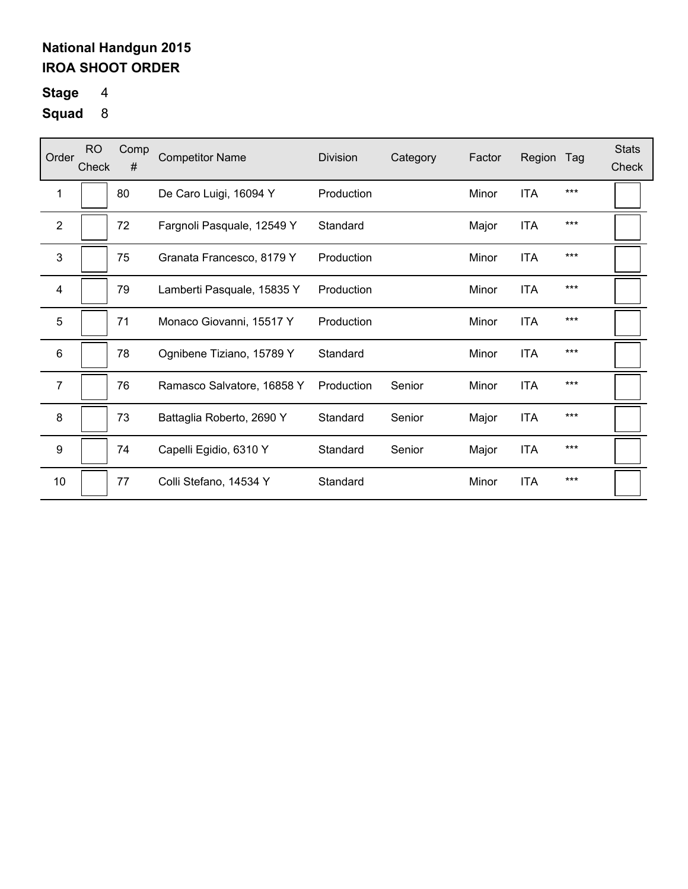**National Handgun 2015**
**IROA SHOOT ORDER**

**Stage** 4

**Squad** 8

| Order | RO Check | Comp # | Competitor Name | Division | Category | Factor | Region | Tag | Stats Check |
|---|---|---|---|---|---|---|---|---|---|
| 1 | | 80 | De Caro Luigi, 16094 Y | Production | | Minor | ITA | *** | |
| 2 | | 72 | Fargnoli Pasquale, 12549 Y | Standard | | Major | ITA | *** | |
| 3 | | 75 | Granata Francesco, 8179 Y | Production | | Minor | ITA | *** | |
| 4 | | 79 | Lamberti Pasquale, 15835 Y | Production | | Minor | ITA | *** | |
| 5 | | 71 | Monaco Giovanni, 15517 Y | Production | | Minor | ITA | *** | |
| 6 | | 78 | Ognibene Tiziano, 15789 Y | Standard | | Minor | ITA | *** | |
| 7 | | 76 | Ramasco Salvatore, 16858 Y | Production | Senior | Minor | ITA | *** | |
| 8 | | 73 | Battaglia Roberto, 2690 Y | Standard | Senior | Major | ITA | *** | |
| 9 | | 74 | Capelli Egidio, 6310 Y | Standard | Senior | Major | ITA | *** | |
| 10 | | 77 | Colli Stefano, 14534 Y | Standard | | Minor | ITA | *** | |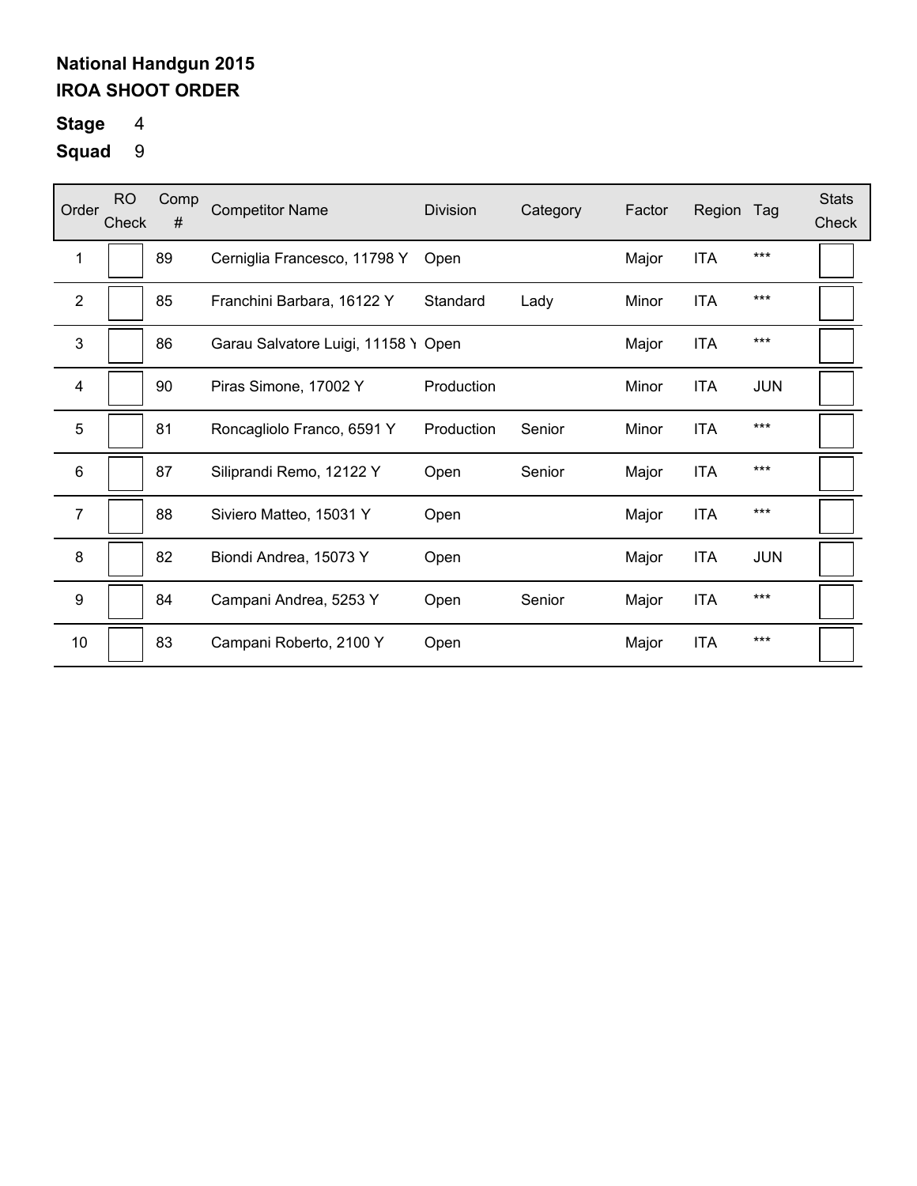**National Handgun 2015**
**IROA SHOOT ORDER**

**Stage** 4

**Squad** 9

| Order | RO Check | Comp # | Competitor Name | Division | Category | Factor | Region | Tag | Stats Check |
|---|---|---|---|---|---|---|---|---|---|
| 1 | | 89 | Cerniglia Francesco, 11798 Y | Open | | Major | ITA | *** | |
| 2 | | 85 | Franchini Barbara, 16122 Y | Standard | Lady | Minor | ITA | *** | |
| 3 | | 86 | Garau Salvatore Luigi, 11158 Y | Open | | Major | ITA | *** | |
| 4 | | 90 | Piras Simone, 17002 Y | Production | | Minor | ITA | JUN | |
| 5 | | 81 | Roncagliolo Franco, 6591 Y | Production | Senior | Minor | ITA | *** | |
| 6 | | 87 | Siliprandi Remo, 12122 Y | Open | Senior | Major | ITA | *** | |
| 7 | | 88 | Siviero Matteo, 15031 Y | Open | | Major | ITA | *** | |
| 8 | | 82 | Biondi Andrea, 15073 Y | Open | | Major | ITA | JUN | |
| 9 | | 84 | Campani Andrea, 5253 Y | Open | Senior | Major | ITA | *** | |
| 10 | | 83 | Campani Roberto, 2100 Y | Open | | Major | ITA | *** | |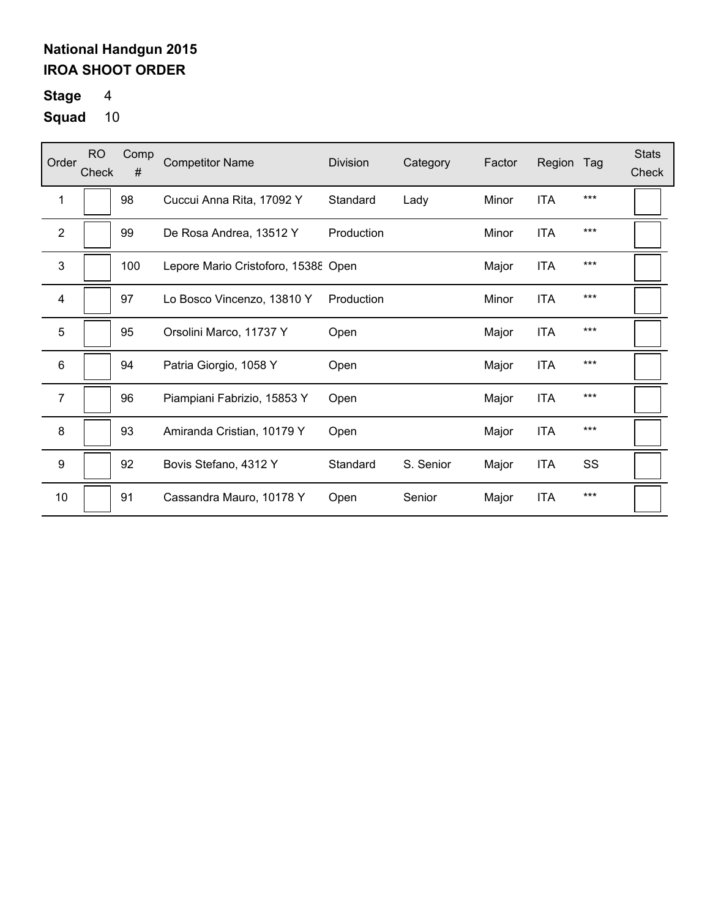**National Handgun 2015**
**IROA SHOOT ORDER**

**Stage** 4
**Squad** 10

| Order | RO Check | Comp # | Competitor Name | Division | Category | Factor | Region | Tag | Stats Check |
|---|---|---|---|---|---|---|---|---|---|
| 1 | | 98 | Cuccui Anna Rita, 17092 Y | Standard | Lady | Minor | ITA | *** | |
| 2 | | 99 | De Rosa Andrea, 13512 Y | Production | | Minor | ITA | *** | |
| 3 | | 100 | Lepore Mario Cristoforo, 15388 | Open | | Major | ITA | *** | |
| 4 | | 97 | Lo Bosco Vincenzo, 13810 Y | Production | | Minor | ITA | *** | |
| 5 | | 95 | Orsolini Marco, 11737 Y | Open | | Major | ITA | *** | |
| 6 | | 94 | Patria Giorgio, 1058 Y | Open | | Major | ITA | *** | |
| 7 | | 96 | Piampiani Fabrizio, 15853 Y | Open | | Major | ITA | *** | |
| 8 | | 93 | Amiranda Cristian, 10179 Y | Open | | Major | ITA | *** | |
| 9 | | 92 | Bovis Stefano, 4312 Y | Standard | S. Senior | Major | ITA | SS | |
| 10 | | 91 | Cassandra Mauro, 10178 Y | Open | Senior | Major | ITA | *** | |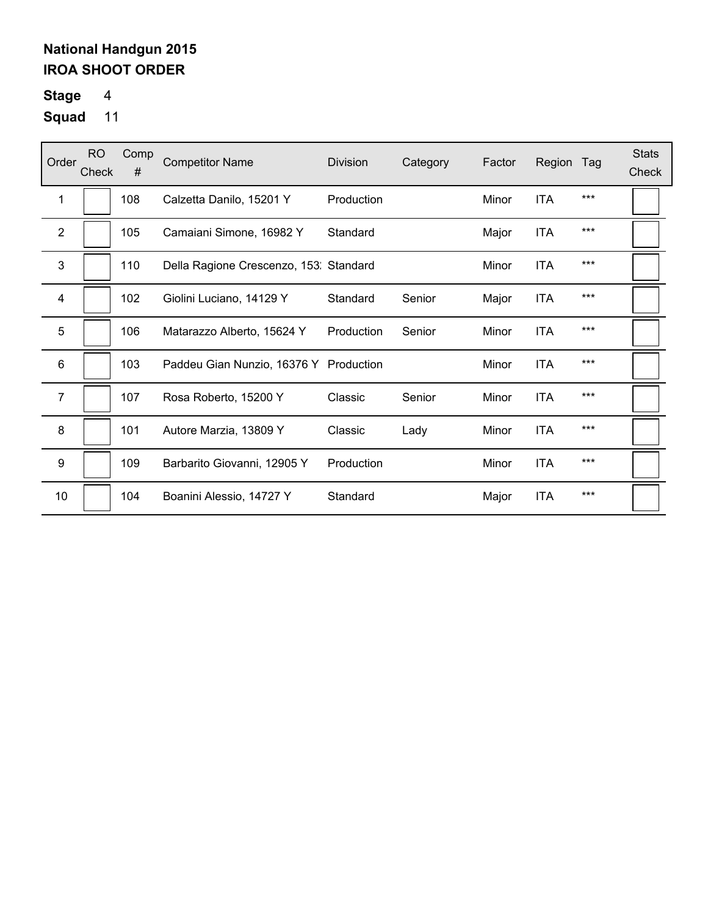**National Handgun 2015**
**IROA SHOOT ORDER**

**Stage** 4

**Squad** 11

| Order | RO Check | Comp # | Competitor Name | Division | Category | Factor | Region | Tag | Stats Check |
|---|---|---|---|---|---|---|---|---|---|
| 1 | | 108 | Calzetta Danilo, 15201 Y | Production | | Minor | ITA | *** | |
| 2 | | 105 | Camaiani Simone, 16982 Y | Standard | | Major | ITA | *** | |
| 3 | | 110 | Della Ragione Crescenzo, 153: | Standard | | Minor | ITA | *** | |
| 4 | | 102 | Giolini Luciano, 14129 Y | Standard | Senior | Major | ITA | *** | |
| 5 | | 106 | Matarazzo Alberto, 15624 Y | Production | Senior | Minor | ITA | *** | |
| 6 | | 103 | Paddeu Gian Nunzio, 16376 Y | Production | | Minor | ITA | *** | |
| 7 | | 107 | Rosa Roberto, 15200 Y | Classic | Senior | Minor | ITA | *** | |
| 8 | | 101 | Autore Marzia, 13809 Y | Classic | Lady | Minor | ITA | *** | |
| 9 | | 109 | Barbarito Giovanni, 12905 Y | Production | | Minor | ITA | *** | |
| 10 | | 104 | Boanini Alessio, 14727 Y | Standard | | Major | ITA | *** | |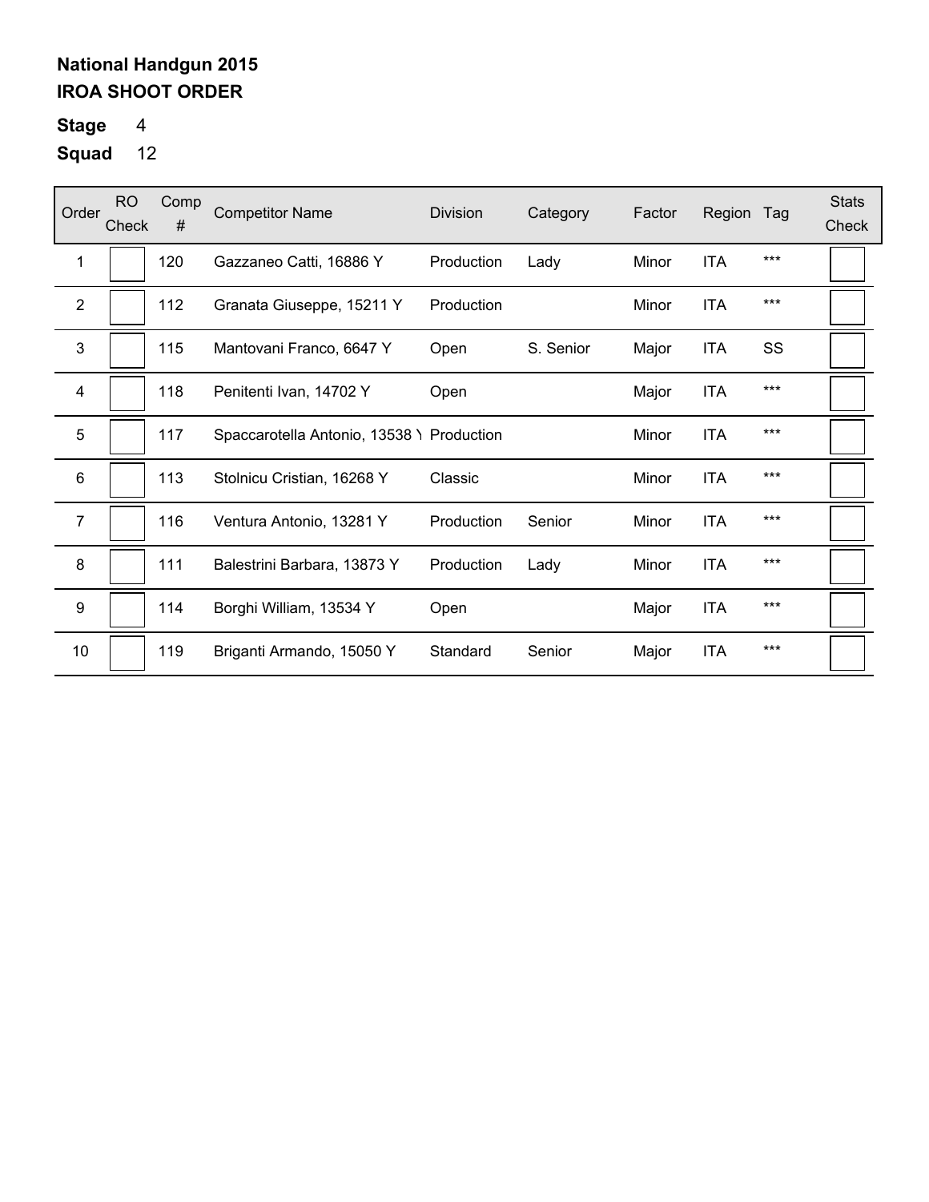**National Handgun 2015**
**IROA SHOOT ORDER**

**Stage** 4

**Squad** 12

| Order | RO Check | Comp # | Competitor Name | Division | Category | Factor | Region | Tag | Stats Check |
|---|---|---|---|---|---|---|---|---|---|
| 1 | | 120 | Gazzaneo Catti, 16886 Y | Production | Lady | Minor | ITA | *** | |
| 2 | | 112 | Granata Giuseppe, 15211 Y | Production | | Minor | ITA | *** | |
| 3 | | 115 | Mantovani Franco, 6647 Y | Open | S. Senior | Major | ITA | SS | |
| 4 | | 118 | Penitenti Ivan, 14702 Y | Open | | Major | ITA | *** | |
| 5 | | 117 | Spaccarotella Antonio, 13538 Y | Production | | Minor | ITA | *** | |
| 6 | | 113 | Stolnicu Cristian, 16268 Y | Classic | | Minor | ITA | *** | |
| 7 | | 116 | Ventura Antonio, 13281 Y | Production | Senior | Minor | ITA | *** | |
| 8 | | 111 | Balestrini Barbara, 13873 Y | Production | Lady | Minor | ITA | *** | |
| 9 | | 114 | Borghi William, 13534 Y | Open | | Major | ITA | *** | |
| 10 | | 119 | Briganti Armando, 15050 Y | Standard | Senior | Major | ITA | *** | |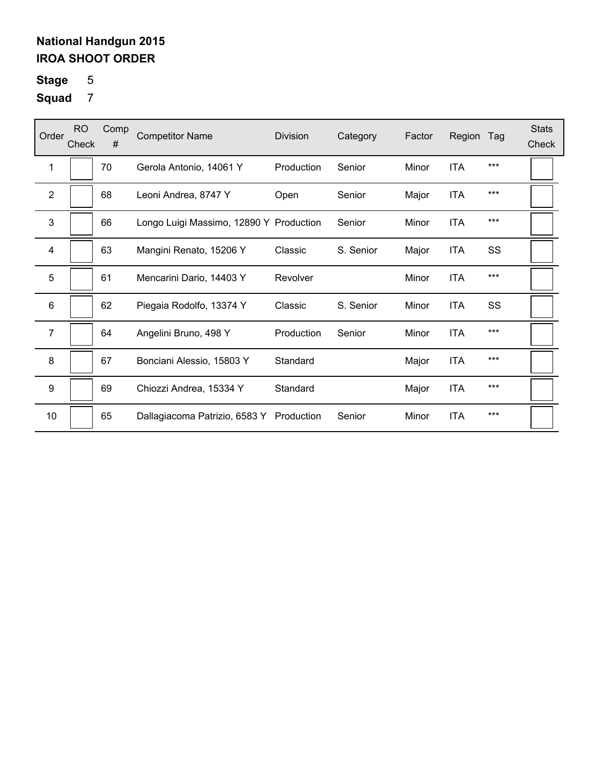**National Handgun 2015**
**IROA SHOOT ORDER**

**Stage** 5

**Squad** 7

| Order | RO Check | Comp # | Competitor Name | Division | Category | Factor | Region | Tag | Stats Check |
|---|---|---|---|---|---|---|---|---|---|
| 1 | | 70 | Gerola Antonio, 14061 Y | Production | Senior | Minor | ITA | *** | |
| 2 | | 68 | Leoni Andrea, 8747 Y | Open | Senior | Major | ITA | *** | |
| 3 | | 66 | Longo Luigi Massimo, 12890 Y | Production | Senior | Minor | ITA | *** | |
| 4 | | 63 | Mangini Renato, 15206 Y | Classic | S. Senior | Major | ITA | SS | |
| 5 | | 61 | Mencarini Dario, 14403 Y | Revolver | | Minor | ITA | *** | |
| 6 | | 62 | Piegaia Rodolfo, 13374 Y | Classic | S. Senior | Minor | ITA | SS | |
| 7 | | 64 | Angelini Bruno, 498 Y | Production | Senior | Minor | ITA | *** | |
| 8 | | 67 | Bonciani Alessio, 15803 Y | Standard | | Major | ITA | *** | |
| 9 | | 69 | Chiozzi Andrea, 15334 Y | Standard | | Major | ITA | *** | |
| 10 | | 65 | Dallagiacoma Patrizio, 6583 Y | Production | Senior | Minor | ITA | *** | |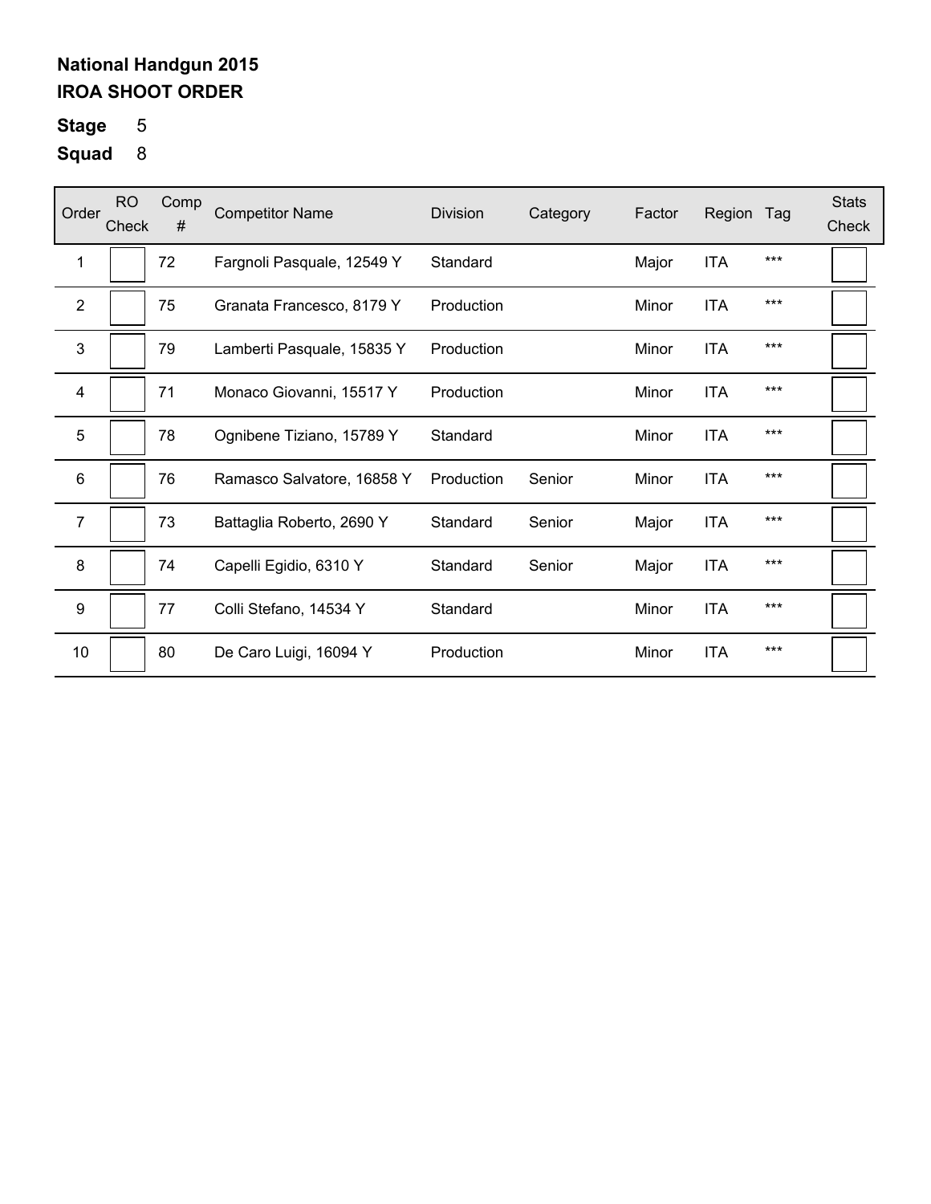**National Handgun 2015**
**IROA SHOOT ORDER**

**Stage** 5

**Squad** 8

| Order | RO Check | Comp # | Competitor Name | Division | Category | Factor | Region | Tag | Stats Check |
|---|---|---|---|---|---|---|---|---|---|
| 1 | | 72 | Fargnoli Pasquale, 12549 Y | Standard | | Major | ITA | *** | |
| 2 | | 75 | Granata Francesco, 8179 Y | Production | | Minor | ITA | *** | |
| 3 | | 79 | Lamberti Pasquale, 15835 Y | Production | | Minor | ITA | *** | |
| 4 | | 71 | Monaco Giovanni, 15517 Y | Production | | Minor | ITA | *** | |
| 5 | | 78 | Ognibene Tiziano, 15789 Y | Standard | | Minor | ITA | *** | |
| 6 | | 76 | Ramasco Salvatore, 16858 Y | Production | Senior | Minor | ITA | *** | |
| 7 | | 73 | Battaglia Roberto, 2690 Y | Standard | Senior | Major | ITA | *** | |
| 8 | | 74 | Capelli Egidio, 6310 Y | Standard | Senior | Major | ITA | *** | |
| 9 | | 77 | Colli Stefano, 14534 Y | Standard | | Minor | ITA | *** | |
| 10 | | 80 | De Caro Luigi, 16094 Y | Production | | Minor | ITA | *** | |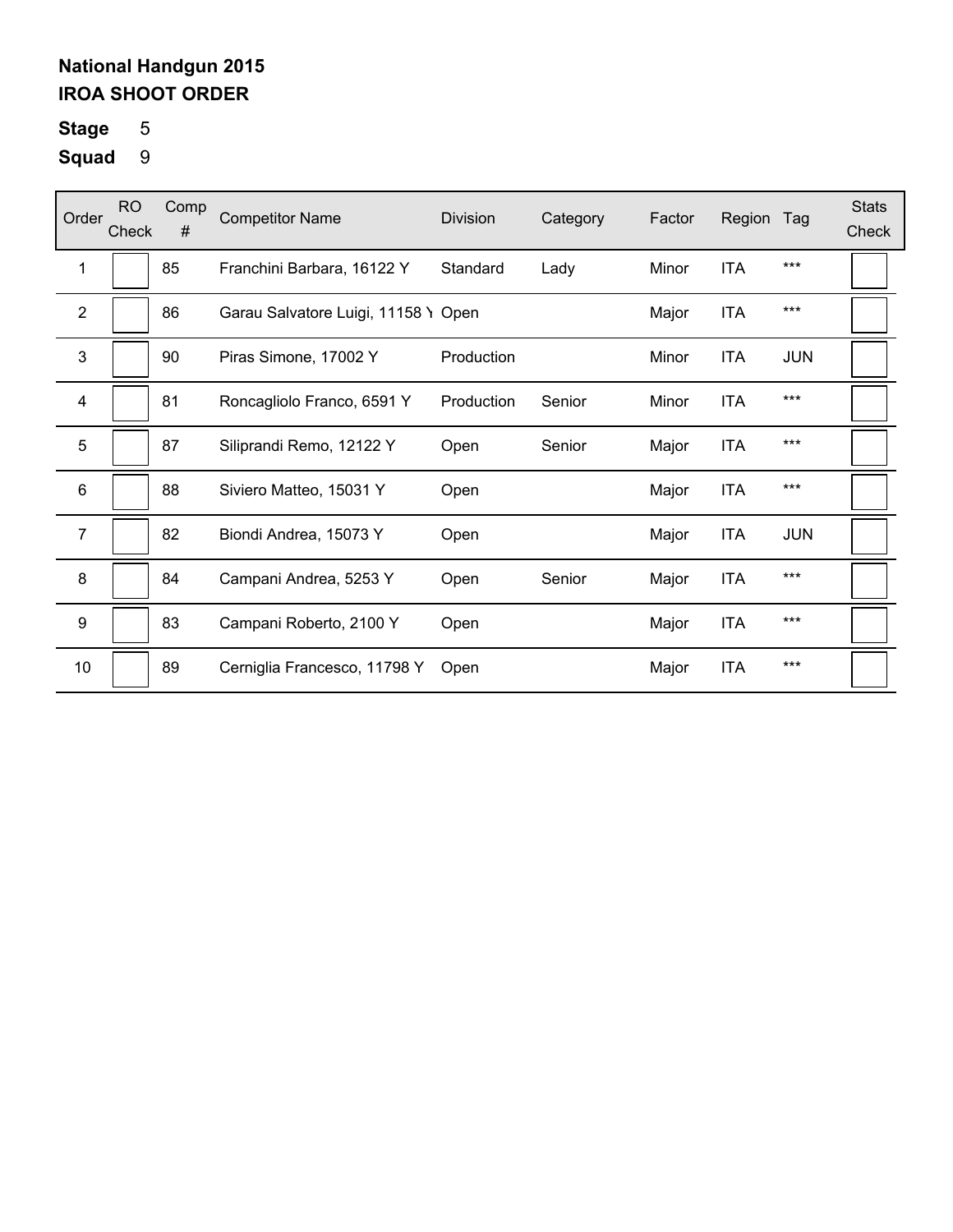**National Handgun 2015**

**IROA SHOOT ORDER**

**Stage** 5

**Squad** 9

| Order | RO Check | Comp # | Competitor Name | Division | Category | Factor | Region | Tag | Stats Check |
|---|---|---|---|---|---|---|---|---|---|
| 1 | | 85 | Franchini Barbara, 16122 Y | Standard | Lady | Minor | ITA | *** | |
| 2 | | 86 | Garau Salvatore Luigi, 11158 Y | Open | | Major | ITA | *** | |
| 3 | | 90 | Piras Simone, 17002 Y | Production | | Minor | ITA | JUN | |
| 4 | | 81 | Roncagliolo Franco, 6591 Y | Production | Senior | Minor | ITA | *** | |
| 5 | | 87 | Siliprandi Remo, 12122 Y | Open | Senior | Major | ITA | *** | |
| 6 | | 88 | Siviero Matteo, 15031 Y | Open | | Major | ITA | *** | |
| 7 | | 82 | Biondi Andrea, 15073 Y | Open | | Major | ITA | JUN | |
| 8 | | 84 | Campani Andrea, 5253 Y | Open | Senior | Major | ITA | *** | |
| 9 | | 83 | Campani Roberto, 2100 Y | Open | | Major | ITA | *** | |
| 10 | | 89 | Cerniglia Francesco, 11798 Y | Open | | Major | ITA | *** | |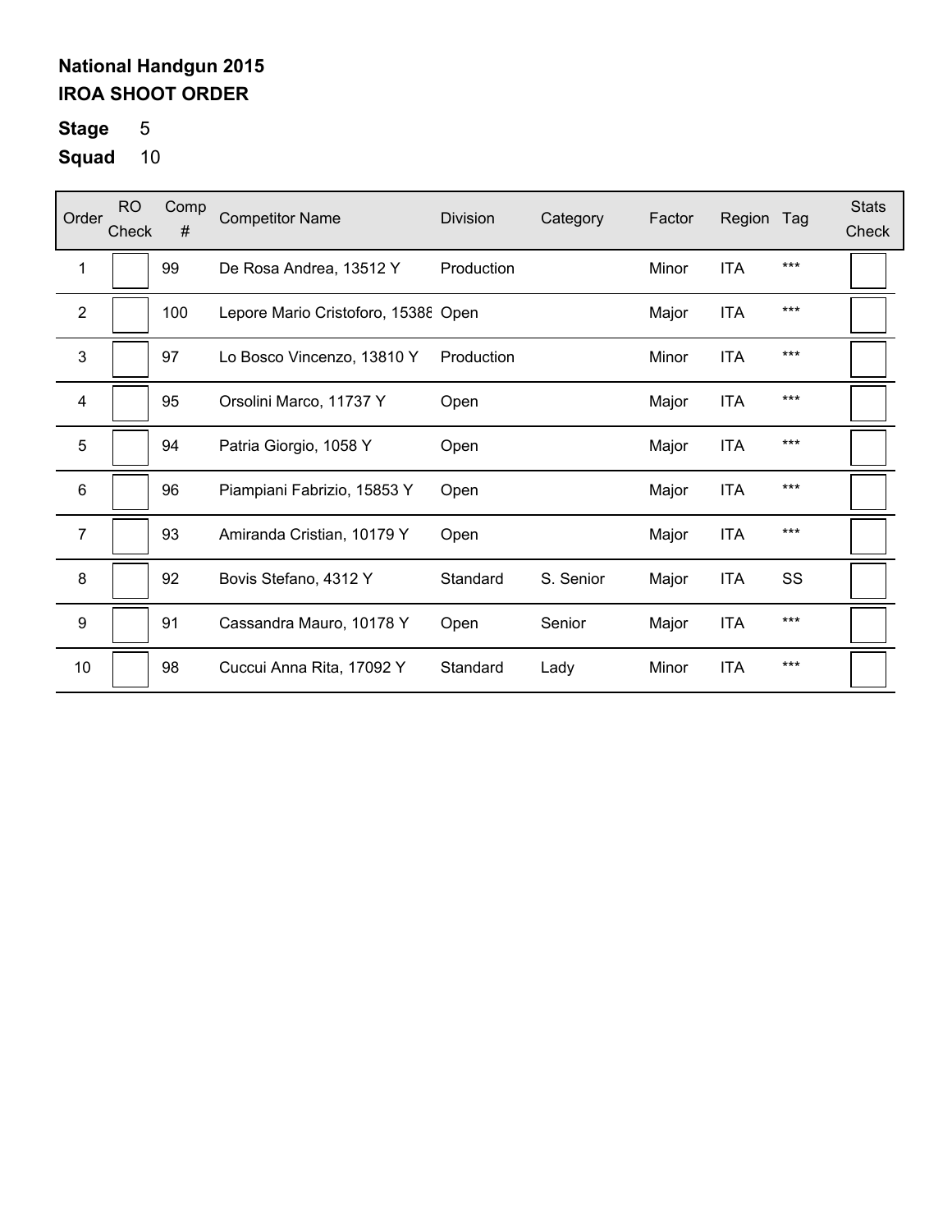**National Handgun 2015**
**IROA SHOOT ORDER**

**Stage** 5
**Squad** 10

| Order | RO Check | Comp # | Competitor Name | Division | Category | Factor | Region | Tag | Stats Check |
|---|---|---|---|---|---|---|---|---|---|
| 1 | | 99 | De Rosa Andrea, 13512 Y | Production | | Minor | ITA | *** | |
| 2 | | 100 | Lepore Mario Cristoforo, 15388 | Open | | Major | ITA | *** | |
| 3 | | 97 | Lo Bosco Vincenzo, 13810 Y | Production | | Minor | ITA | *** | |
| 4 | | 95 | Orsolini Marco, 11737 Y | Open | | Major | ITA | *** | |
| 5 | | 94 | Patria Giorgio, 1058 Y | Open | | Major | ITA | *** | |
| 6 | | 96 | Piampiani Fabrizio, 15853 Y | Open | | Major | ITA | *** | |
| 7 | | 93 | Amiranda Cristian, 10179 Y | Open | | Major | ITA | *** | |
| 8 | | 92 | Bovis Stefano, 4312 Y | Standard | S. Senior | Major | ITA | SS | |
| 9 | | 91 | Cassandra Mauro, 10178 Y | Open | Senior | Major | ITA | *** | |
| 10 | | 98 | Cuccui Anna Rita, 17092 Y | Standard | Lady | Minor | ITA | *** | |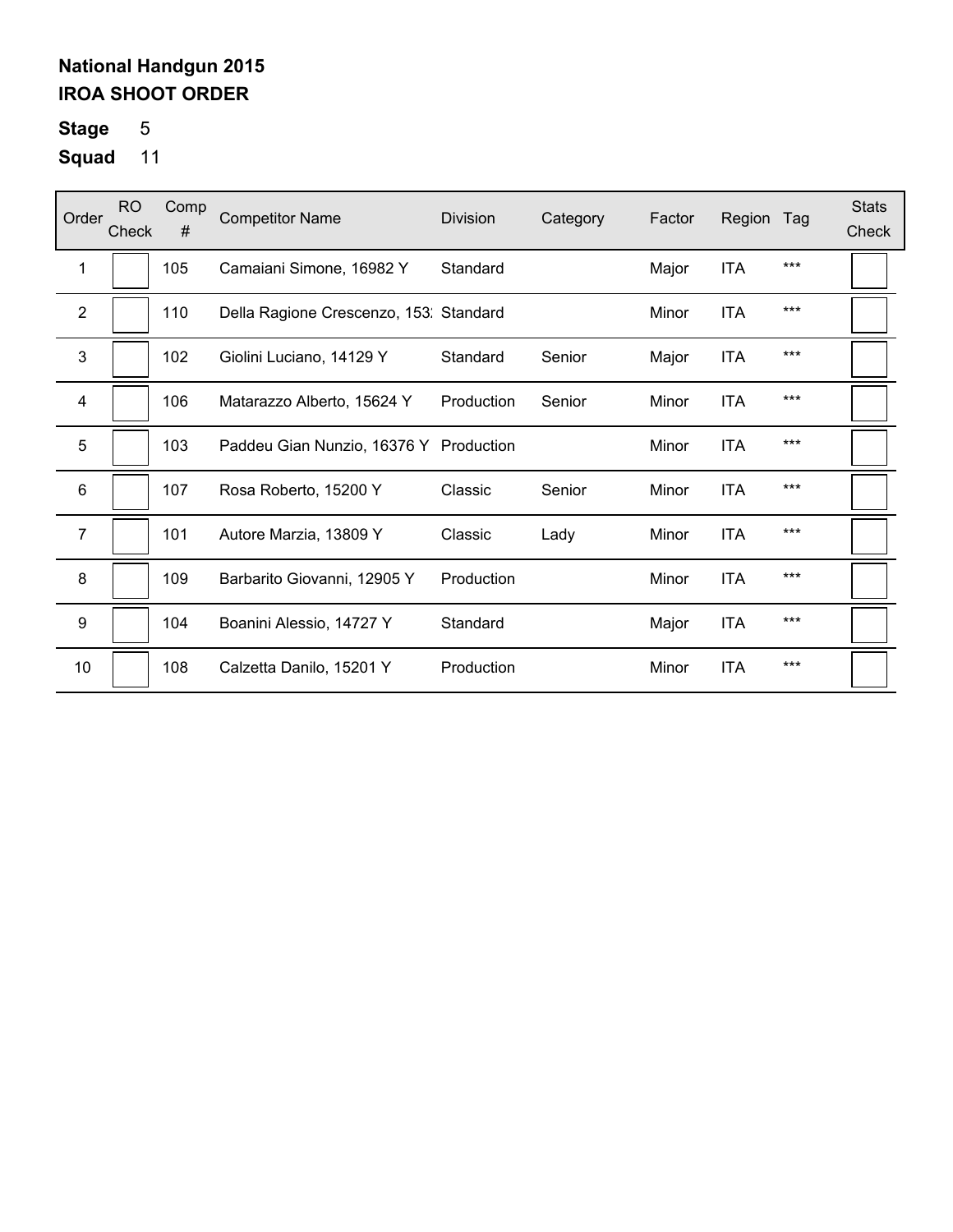**National Handgun 2015**
**IROA SHOOT ORDER**

**Stage** 5

**Squad** 11

| Order | RO Check | Comp # | Competitor Name | Division | Category | Factor | Region | Tag | Stats Check |
|---|---|---|---|---|---|---|---|---|---|
| 1 | | 105 | Camaiani Simone, 16982 Y | Standard | | Major | ITA | *** | |
| 2 | | 110 | Della Ragione Crescenzo, 153: | Standard | | Minor | ITA | *** | |
| 3 | | 102 | Giolini Luciano, 14129 Y | Standard | Senior | Major | ITA | *** | |
| 4 | | 106 | Matarazzo Alberto, 15624 Y | Production | Senior | Minor | ITA | *** | |
| 5 | | 103 | Paddeu Gian Nunzio, 16376 Y | Production | | Minor | ITA | *** | |
| 6 | | 107 | Rosa Roberto, 15200 Y | Classic | Senior | Minor | ITA | *** | |
| 7 | | 101 | Autore Marzia, 13809 Y | Classic | Lady | Minor | ITA | *** | |
| 8 | | 109 | Barbarito Giovanni, 12905 Y | Production | | Minor | ITA | *** | |
| 9 | | 104 | Boanini Alessio, 14727 Y | Standard | | Major | ITA | *** | |
| 10 | | 108 | Calzetta Danilo, 15201 Y | Production | | Minor | ITA | *** | |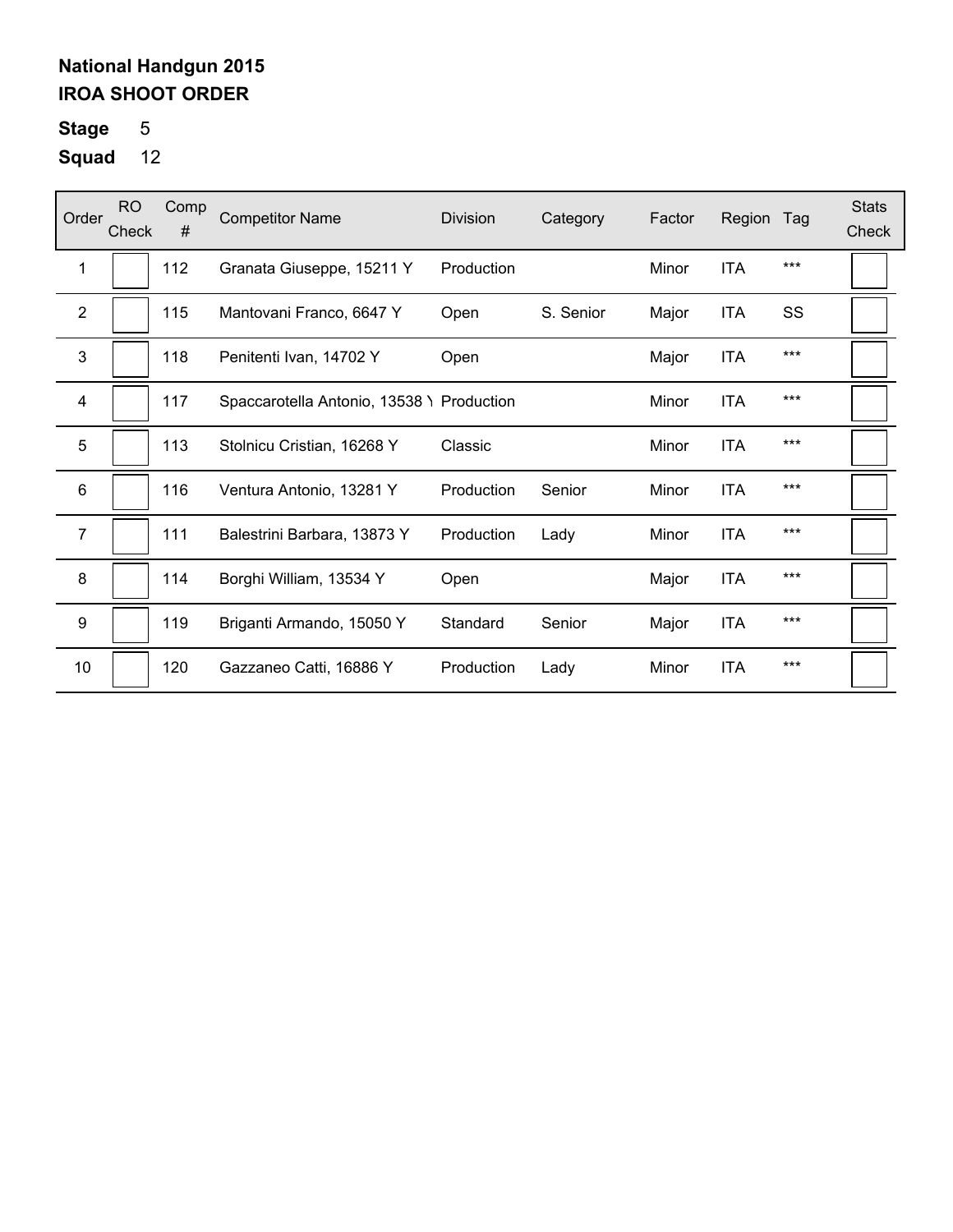**National Handgun 2015**
**IROA SHOOT ORDER**

**Stage** 5
**Squad** 12

| Order | RO Check | Comp # | Competitor Name | Division | Category | Factor | Region | Tag | Stats Check |
|---|---|---|---|---|---|---|---|---|---|
| 1 | | 112 | Granata Giuseppe, 15211 Y | Production | | Minor | ITA | *** | |
| 2 | | 115 | Mantovani Franco, 6647 Y | Open | S. Senior | Major | ITA | SS | |
| 3 | | 118 | Penitenti Ivan, 14702 Y | Open | | Major | ITA | *** | |
| 4 | | 117 | Spaccarotella Antonio, 13538 Y | Production | | Minor | ITA | *** | |
| 5 | | 113 | Stolnicu Cristian, 16268 Y | Classic | | Minor | ITA | *** | |
| 6 | | 116 | Ventura Antonio, 13281 Y | Production | Senior | Minor | ITA | *** | |
| 7 | | 111 | Balestrini Barbara, 13873 Y | Production | Lady | Minor | ITA | *** | |
| 8 | | 114 | Borghi William, 13534 Y | Open | | Major | ITA | *** | |
| 9 | | 119 | Briganti Armando, 15050 Y | Standard | Senior | Major | ITA | *** | |
| 10 | | 120 | Gazzaneo Catti, 16886 Y | Production | Lady | Minor | ITA | *** | |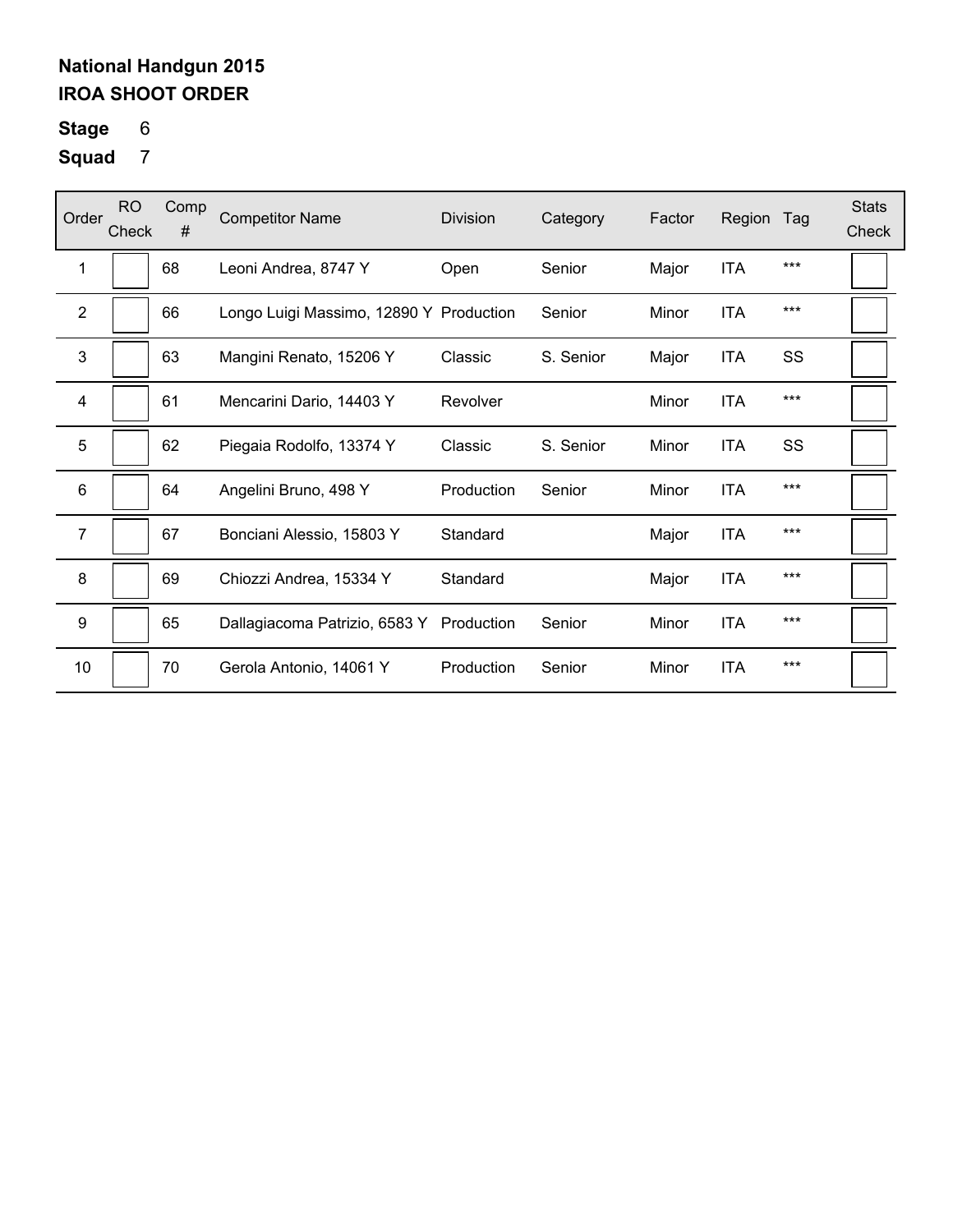**National Handgun 2015**
**IROA SHOOT ORDER**

**Stage** 6

**Squad** 7

| Order | RO Check | Comp # | Competitor Name | Division | Category | Factor | Region | Tag | Stats Check |
|---|---|---|---|---|---|---|---|---|---|
| 1 | | 68 | Leoni Andrea, 8747 Y | Open | Senior | Major | ITA | *** | |
| 2 | | 66 | Longo Luigi Massimo, 12890 Y | Production | Senior | Minor | ITA | *** | |
| 3 | | 63 | Mangini Renato, 15206 Y | Classic | S. Senior | Major | ITA | SS | |
| 4 | | 61 | Mencarini Dario, 14403 Y | Revolver | | Minor | ITA | *** | |
| 5 | | 62 | Piegaia Rodolfo, 13374 Y | Classic | S. Senior | Minor | ITA | SS | |
| 6 | | 64 | Angelini Bruno, 498 Y | Production | Senior | Minor | ITA | *** | |
| 7 | | 67 | Bonciani Alessio, 15803 Y | Standard | | Major | ITA | *** | |
| 8 | | 69 | Chiozzi Andrea, 15334 Y | Standard | | Major | ITA | *** | |
| 9 | | 65 | Dallagiacoma Patrizio, 6583 Y | Production | Senior | Minor | ITA | *** | |
| 10 | | 70 | Gerola Antonio, 14061 Y | Production | Senior | Minor | ITA | *** | |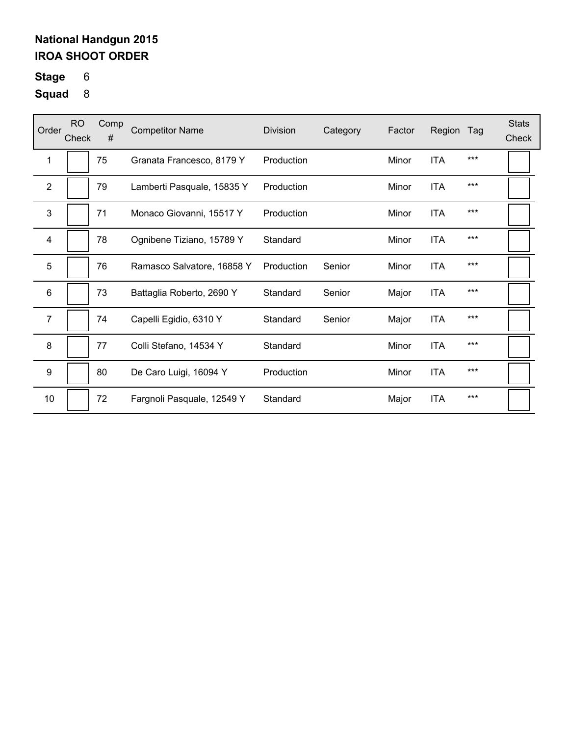**National Handgun 2015**
**IROA SHOOT ORDER**

**Stage** 6
**Squad** 8

| Order | RO Check | Comp # | Competitor Name | Division | Category | Factor | Region | Tag | Stats Check |
|---|---|---|---|---|---|---|---|---|---|
| 1 | | 75 | Granata Francesco, 8179 Y | Production | | Minor | ITA | *** | |
| 2 | | 79 | Lamberti Pasquale, 15835 Y | Production | | Minor | ITA | *** | |
| 3 | | 71 | Monaco Giovanni, 15517 Y | Production | | Minor | ITA | *** | |
| 4 | | 78 | Ognibene Tiziano, 15789 Y | Standard | | Minor | ITA | *** | |
| 5 | | 76 | Ramasco Salvatore, 16858 Y | Production | Senior | Minor | ITA | *** | |
| 6 | | 73 | Battaglia Roberto, 2690 Y | Standard | Senior | Major | ITA | *** | |
| 7 | | 74 | Capelli Egidio, 6310 Y | Standard | Senior | Major | ITA | *** | |
| 8 | | 77 | Colli Stefano, 14534 Y | Standard | | Minor | ITA | *** | |
| 9 | | 80 | De Caro Luigi, 16094 Y | Production | | Minor | ITA | *** | |
| 10 | | 72 | Fargnoli Pasquale, 12549 Y | Standard | | Major | ITA | *** | |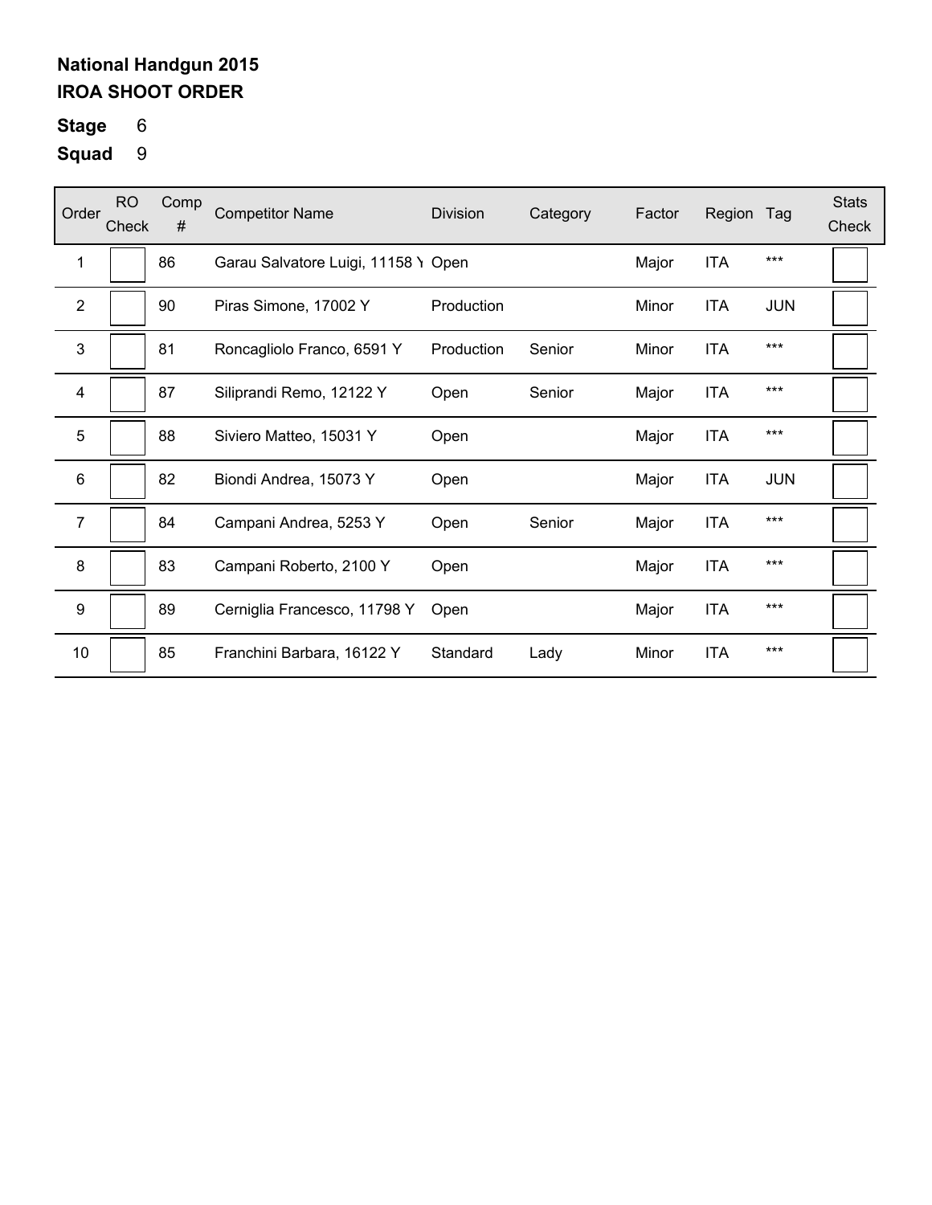**National Handgun 2015**
**IROA SHOOT ORDER**

**Stage** 6

**Squad** 9

| Order | RO Check | Comp # | Competitor Name | Division | Category | Factor | Region | Tag | Stats Check |
|---|---|---|---|---|---|---|---|---|---|
| 1 | | 86 | Garau Salvatore Luigi, 11158 Y | Open | | Major | ITA | *** | |
| 2 | | 90 | Piras Simone, 17002 Y | Production | | Minor | ITA | JUN | |
| 3 | | 81 | Roncagliolo Franco, 6591 Y | Production | Senior | Minor | ITA | *** | |
| 4 | | 87 | Siliprandi Remo, 12122 Y | Open | Senior | Major | ITA | *** | |
| 5 | | 88 | Siviero Matteo, 15031 Y | Open | | Major | ITA | *** | |
| 6 | | 82 | Biondi Andrea, 15073 Y | Open | | Major | ITA | JUN | |
| 7 | | 84 | Campani Andrea, 5253 Y | Open | Senior | Major | ITA | *** | |
| 8 | | 83 | Campani Roberto, 2100 Y | Open | | Major | ITA | *** | |
| 9 | | 89 | Cerniglia Francesco, 11798 Y | Open | | Major | ITA | *** | |
| 10 | | 85 | Franchini Barbara, 16122 Y | Standard | Lady | Minor | ITA | *** | |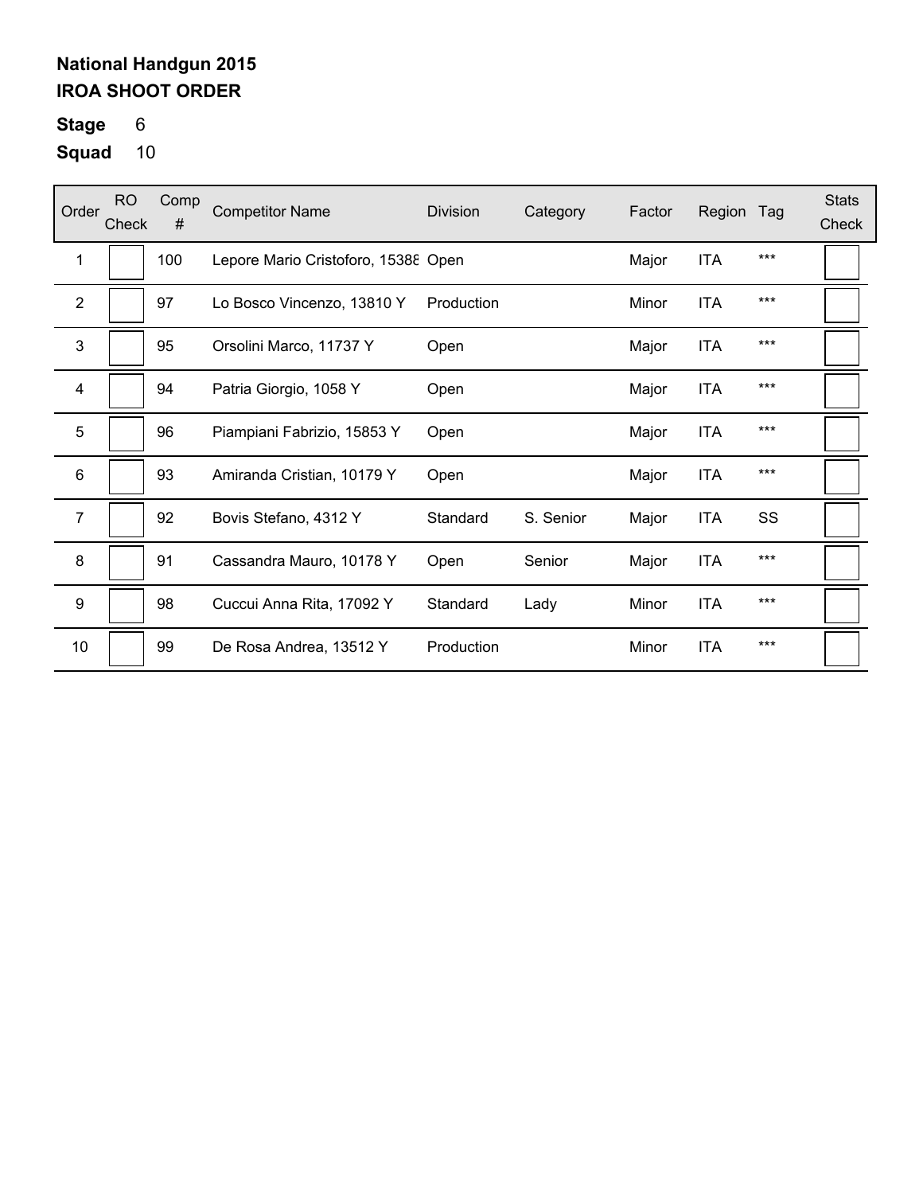**National Handgun 2015**
**IROA SHOOT ORDER**

**Stage** 6

**Squad** 10

| Order | RO Check | Comp # | Competitor Name | Division | Category | Factor | Region | Tag | Stats Check |
|---|---|---|---|---|---|---|---|---|---|
| 1 | | 100 | Lepore Mario Cristoforo, 15388 | Open | | Major | ITA | *** | |
| 2 | | 97 | Lo Bosco Vincenzo, 13810 Y | Production | | Minor | ITA | *** | |
| 3 | | 95 | Orsolini Marco, 11737 Y | Open | | Major | ITA | *** | |
| 4 | | 94 | Patria Giorgio, 1058 Y | Open | | Major | ITA | *** | |
| 5 | | 96 | Piampiani Fabrizio, 15853 Y | Open | | Major | ITA | *** | |
| 6 | | 93 | Amiranda Cristian, 10179 Y | Open | | Major | ITA | *** | |
| 7 | | 92 | Bovis Stefano, 4312 Y | Standard | S. Senior | Major | ITA | SS | |
| 8 | | 91 | Cassandra Mauro, 10178 Y | Open | Senior | Major | ITA | *** | |
| 9 | | 98 | Cuccui Anna Rita, 17092 Y | Standard | Lady | Minor | ITA | *** | |
| 10 | | 99 | De Rosa Andrea, 13512 Y | Production | | Minor | ITA | *** | |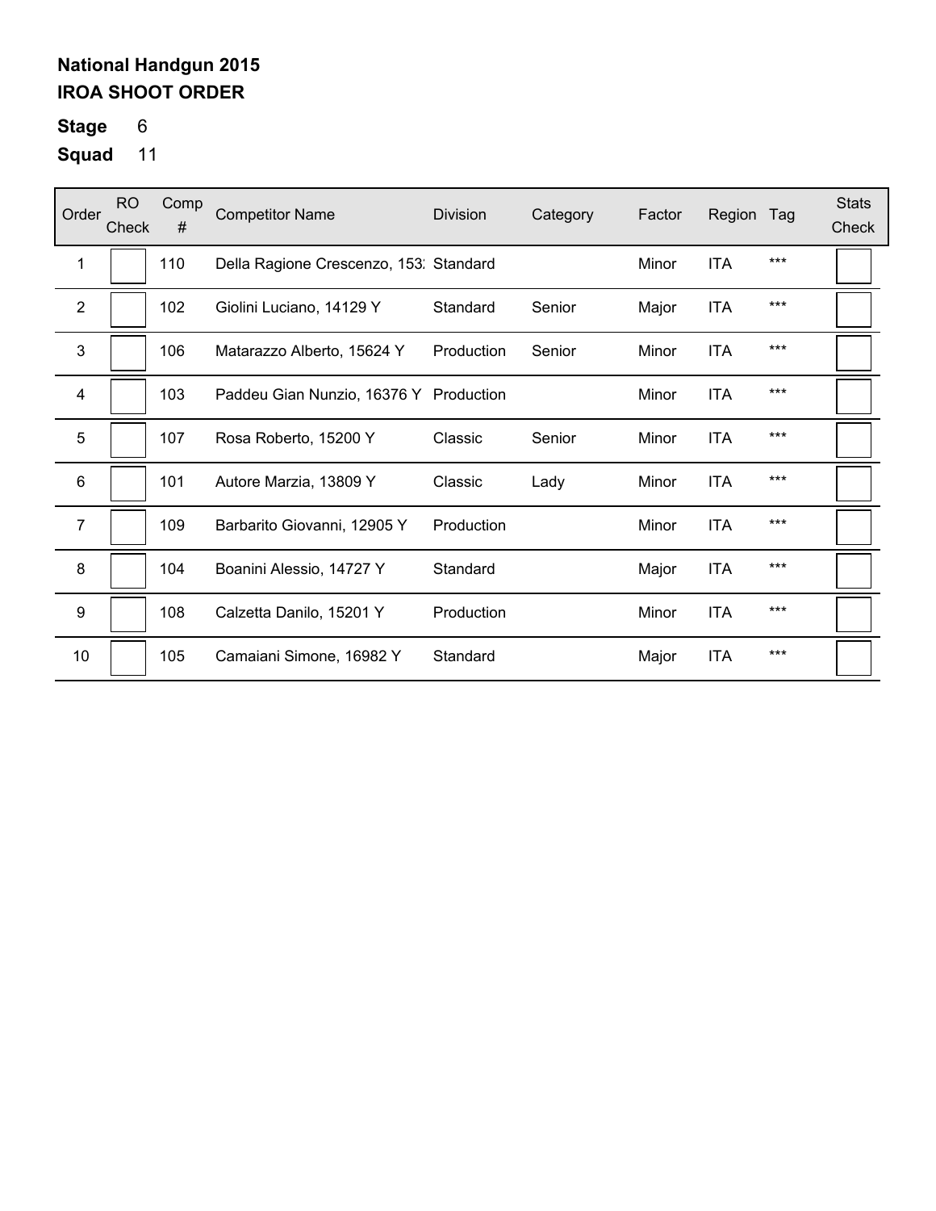**National Handgun 2015**
**IROA SHOOT ORDER**

**Stage** 6

**Squad** 11

| Order | RO Check | Comp # | Competitor Name | Division | Category | Factor | Region | Tag | Stats Check |
|---|---|---|---|---|---|---|---|---|---|
| 1 | | 110 | Della Ragione Crescenzo, 153: | Standard | | Minor | ITA | *** | |
| 2 | | 102 | Giolini Luciano, 14129 Y | Standard | Senior | Major | ITA | *** | |
| 3 | | 106 | Matarazzo Alberto, 15624 Y | Production | Senior | Minor | ITA | *** | |
| 4 | | 103 | Paddeu Gian Nunzio, 16376 Y | Production | | Minor | ITA | *** | |
| 5 | | 107 | Rosa Roberto, 15200 Y | Classic | Senior | Minor | ITA | *** | |
| 6 | | 101 | Autore Marzia, 13809 Y | Classic | Lady | Minor | ITA | *** | |
| 7 | | 109 | Barbarito Giovanni, 12905 Y | Production | | Minor | ITA | *** | |
| 8 | | 104 | Boanini Alessio, 14727 Y | Standard | | Major | ITA | *** | |
| 9 | | 108 | Calzetta Danilo, 15201 Y | Production | | Minor | ITA | *** | |
| 10 | | 105 | Camaiani Simone, 16982 Y | Standard | | Major | ITA | *** | |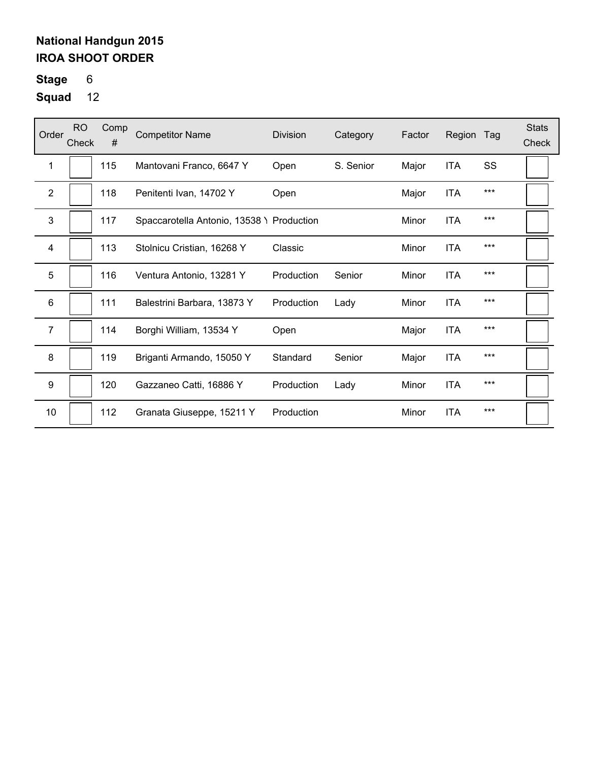**National Handgun 2015**
**IROA SHOOT ORDER**

**Stage** 6

**Squad** 12

| Order | RO Check | Comp # | Competitor Name | Division | Category | Factor | Region | Tag | Stats Check |
|---|---|---|---|---|---|---|---|---|---|
| 1 | | 115 | Mantovani Franco, 6647 Y | Open | S. Senior | Major | ITA | SS | |
| 2 | | 118 | Penitenti Ivan, 14702 Y | Open | | Major | ITA | *** | |
| 3 | | 117 | Spaccarotella Antonio, 13538 Y | Production | | Minor | ITA | *** | |
| 4 | | 113 | Stolnicu Cristian, 16268 Y | Classic | | Minor | ITA | *** | |
| 5 | | 116 | Ventura Antonio, 13281 Y | Production | Senior | Minor | ITA | *** | |
| 6 | | 111 | Balestrini Barbara, 13873 Y | Production | Lady | Minor | ITA | *** | |
| 7 | | 114 | Borghi William, 13534 Y | Open | | Major | ITA | *** | |
| 8 | | 119 | Briganti Armando, 15050 Y | Standard | Senior | Major | ITA | *** | |
| 9 | | 120 | Gazzaneo Catti, 16886 Y | Production | Lady | Minor | ITA | *** | |
| 10 | | 112 | Granata Giuseppe, 15211 Y | Production | | Minor | ITA | *** | |